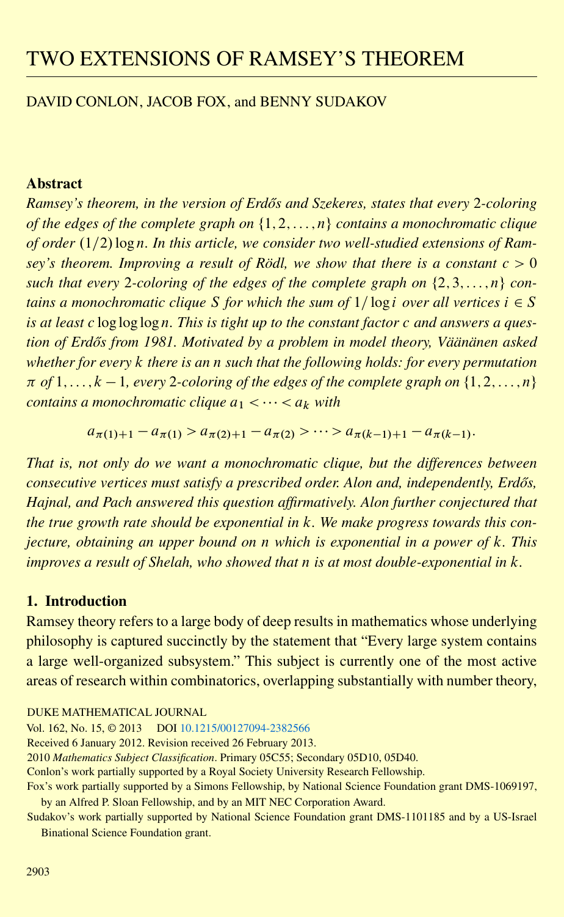# TWO EXTENSIONS OF RAMSEY'S THEOREM

DAVID CONLON, JACOB FOX, and BENNY SUDAKOV

## Abstract

*Ramsey's theorem, in the version of Erdős and Szekeres, states that every $2$-coloring of the edges of the complete graph on $\{1, 2, \ldots, n\}$ contains a monochromatic clique of order $(1/2)\log n$. In this article, we consider two well-studied extensions of Ramsey's theorem. Improving a result of Rödl, we show that there is a constant $c > 0$ such that every $2$-coloring of the edges of the complete graph on $\{2, 3, \ldots, n\}$ contains a monochromatic clique $S$ for which the sum of $1/\log i$ over all vertices $i \in S$ is at least $c \log\log\log n$. This is tight up to the constant factor $c$ and answers a question of Erdős from 1981. Motivated by a problem in model theory, Väänänen asked whether for every $k$ there is an $n$ such that the following holds: for every permutation $\pi$ of $1, \ldots, k-1$, every $2$-coloring of the edges of the complete graph on $\{1, 2, \ldots, n\}$ contains a monochromatic clique $a_1 < \cdots < a_k$ with*

$$a_{\pi(1)+1} - a_{\pi(1)} > a_{\pi(2)+1} - a_{\pi(2)} > \cdots > a_{\pi(k-1)+1} - a_{\pi(k-1)}.$$

*That is, not only do we want a monochromatic clique, but the differences between consecutive vertices must satisfy a prescribed order. Alon and, independently, Erdős, Hajnal, and Pach answered this question affirmatively. Alon further conjectured that the true growth rate should be exponential in $k$. We make progress towards this conjecture, obtaining an upper bound on $n$ which is exponential in a power of $k$. This improves a result of Shelah, who showed that $n$ is at most double-exponential in $k$.*

## 1. Introduction

Ramsey theory refers to a large body of deep results in mathematics whose underlying philosophy is captured succinctly by the statement that "Every large system contains a large well-organized subsystem." This subject is currently one of the most active areas of research within combinatorics, overlapping substantially with number theory,

DUKE MATHEMATICAL JOURNAL

Vol. 162, No. 15, © 2013 DOI 10.1215/00127094-2382566

Received 6 January 2012. Revision received 26 February 2013.

2010 *Mathematics Subject Classification*. Primary 05C55; Secondary 05D10, 05D40.

Conlon's work partially supported by a Royal Society University Research Fellowship.

Fox's work partially supported by a Simons Fellowship, by National Science Foundation grant DMS-1069197, by an Alfred P. Sloan Fellowship, and by an MIT NEC Corporation Award.

Sudakov's work partially supported by National Science Foundation grant DMS-1101185 and by a US-Israel Binational Science Foundation grant.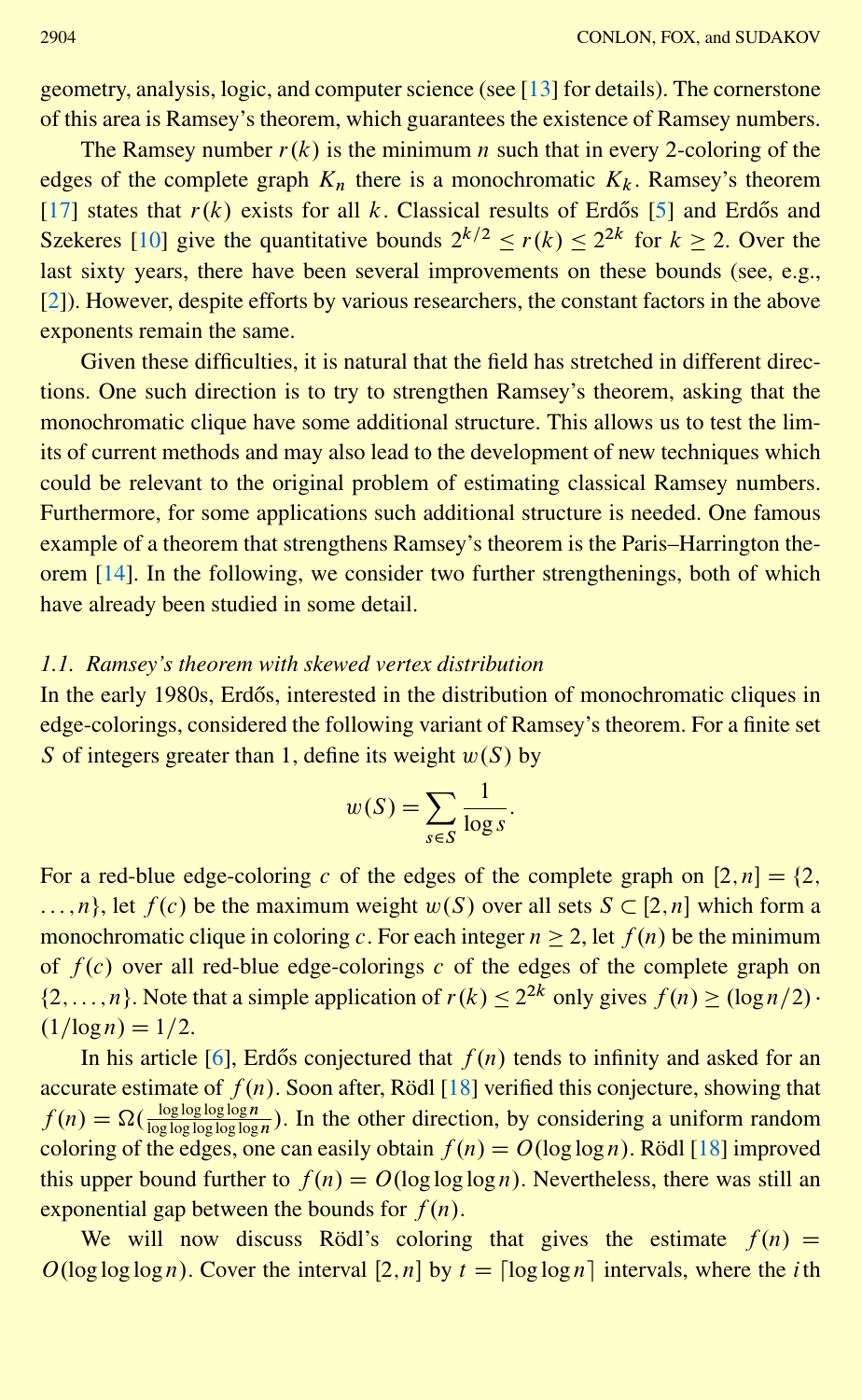geometry, analysis, logic, and computer science (see [13] for details). The cornerstone of this area is Ramsey's theorem, which guarantees the existence of Ramsey numbers.

The Ramsey number $r(k)$ is the minimum $n$ such that in every 2-coloring of the edges of the complete graph $K_n$ there is a monochromatic $K_k$. Ramsey's theorem [17] states that $r(k)$ exists for all $k$. Classical results of Erdős [5] and Erdős and Szekeres [10] give the quantitative bounds $2^{k/2} \leq r(k) \leq 2^{2k}$ for $k \geq 2$. Over the last sixty years, there have been several improvements on these bounds (see, e.g., [2]). However, despite efforts by various researchers, the constant factors in the above exponents remain the same.

Given these difficulties, it is natural that the field has stretched in different directions. One such direction is to try to strengthen Ramsey's theorem, asking that the monochromatic clique have some additional structure. This allows us to test the limits of current methods and may also lead to the development of new techniques which could be relevant to the original problem of estimating classical Ramsey numbers. Furthermore, for some applications such additional structure is needed. One famous example of a theorem that strengthens Ramsey's theorem is the Paris–Harrington theorem [14]. In the following, we consider two further strengthenings, both of which have already been studied in some detail.

### 1.1. *Ramsey's theorem with skewed vertex distribution*

In the early 1980s, Erdős, interested in the distribution of monochromatic cliques in edge-colorings, considered the following variant of Ramsey's theorem. For a finite set $S$ of integers greater than 1, define its weight $w(S)$ by

$$w(S) = \sum_{s \in S} \frac{1}{\log s}.$$

For a red-blue edge-coloring $c$ of the edges of the complete graph on $[2, n] = \{2, \ldots, n\}$, let $f(c)$ be the maximum weight $w(S)$ over all sets $S \subset [2, n]$ which form a monochromatic clique in coloring $c$. For each integer $n \geq 2$, let $f(n)$ be the minimum of $f(c)$ over all red-blue edge-colorings $c$ of the edges of the complete graph on $\{2, \ldots, n\}$. Note that a simple application of $r(k) \leq 2^{2k}$ only gives $f(n) \geq (\log n/2) \cdot (1/\log n) = 1/2$.

In his article [6], Erdős conjectured that $f(n)$ tends to infinity and asked for an accurate estimate of $f(n)$. Soon after, Rödl [18] verified this conjecture, showing that $f(n) = \Omega(\frac{\log\log\log\log n}{\log\log\log\log\log n})$. In the other direction, by considering a uniform random coloring of the edges, one can easily obtain $f(n) = O(\log\log n)$. Rödl [18] improved this upper bound further to $f(n) = O(\log\log\log n)$. Nevertheless, there was still an exponential gap between the bounds for $f(n)$.

We will now discuss Rödl's coloring that gives the estimate $f(n) = O(\log\log\log n)$. Cover the interval $[2, n]$ by $t = \lceil \log\log n \rceil$ intervals, where the $i$th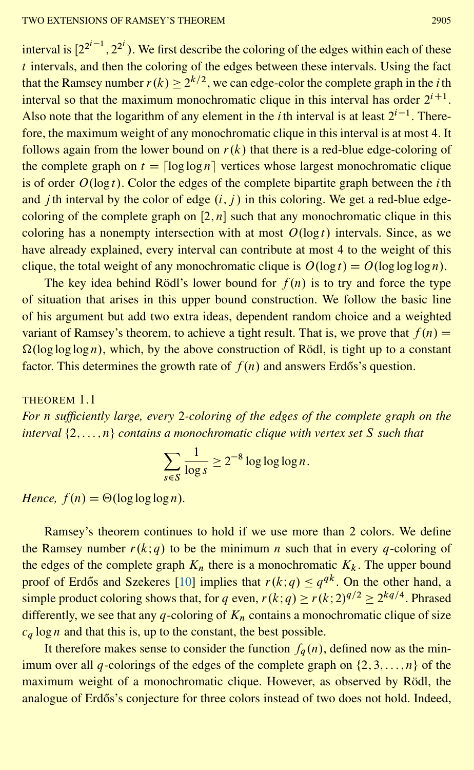interval is $[2^{2^{i-1}}, 2^{2^i})$. We first describe the coloring of the edges within each of these $t$ intervals, and then the coloring of the edges between these intervals. Using the fact that the Ramsey number $r(k) \geq 2^{k/2}$, we can edge-color the complete graph in the $i$th interval so that the maximum monochromatic clique in this interval has order $2^{i+1}$. Also note that the logarithm of any element in the $i$th interval is at least $2^{i-1}$. Therefore, the maximum weight of any monochromatic clique in this interval is at most 4. It follows again from the lower bound on $r(k)$ that there is a red-blue edge-coloring of the complete graph on $t = \lceil \log \log n \rceil$ vertices whose largest monochromatic clique is of order $O(\log t)$. Color the edges of the complete bipartite graph between the $i$th and $j$th interval by the color of edge $(i, j)$ in this coloring. We get a red-blue edge-coloring of the complete graph on $[2, n]$ such that any monochromatic clique in this coloring has a nonempty intersection with at most $O(\log t)$ intervals. Since, as we have already explained, every interval can contribute at most 4 to the weight of this clique, the total weight of any monochromatic clique is $O(\log t) = O(\log \log \log n)$.

The key idea behind Rödl's lower bound for $f(n)$ is to try and force the type of situation that arises in this upper bound construction. We follow the basic line of his argument but add two extra ideas, dependent random choice and a weighted variant of Ramsey's theorem, to achieve a tight result. That is, we prove that $f(n) = \Omega(\log \log \log n)$, which, by the above construction of Rödl, is tight up to a constant factor. This determines the growth rate of $f(n)$ and answers Erdős's question.

THEOREM 1.1

*For $n$ sufficiently large, every 2-coloring of the edges of the complete graph on the interval $\{2, \ldots, n\}$ contains a monochromatic clique with vertex set $S$ such that*

$$\sum_{s \in S} \frac{1}{\log s} \geq 2^{-8} \log \log \log n.$$

*Hence, $f(n) = \Theta(\log \log \log n)$.*

Ramsey's theorem continues to hold if we use more than 2 colors. We define the Ramsey number $r(k; q)$ to be the minimum $n$ such that in every $q$-coloring of the edges of the complete graph $K_n$ there is a monochromatic $K_k$. The upper bound proof of Erdős and Szekeres [10] implies that $r(k; q) \leq q^{qk}$. On the other hand, a simple product coloring shows that, for $q$ even, $r(k; q) \geq r(k; 2)^{q/2} \geq 2^{kq/4}$. Phrased differently, we see that any $q$-coloring of $K_n$ contains a monochromatic clique of size $c_q \log n$ and that this is, up to the constant, the best possible.

It therefore makes sense to consider the function $f_q(n)$, defined now as the minimum over all $q$-colorings of the edges of the complete graph on $\{2, 3, \ldots, n\}$ of the maximum weight of a monochromatic clique. However, as observed by Rödl, the analogue of Erdős's conjecture for three colors instead of two does not hold. Indeed,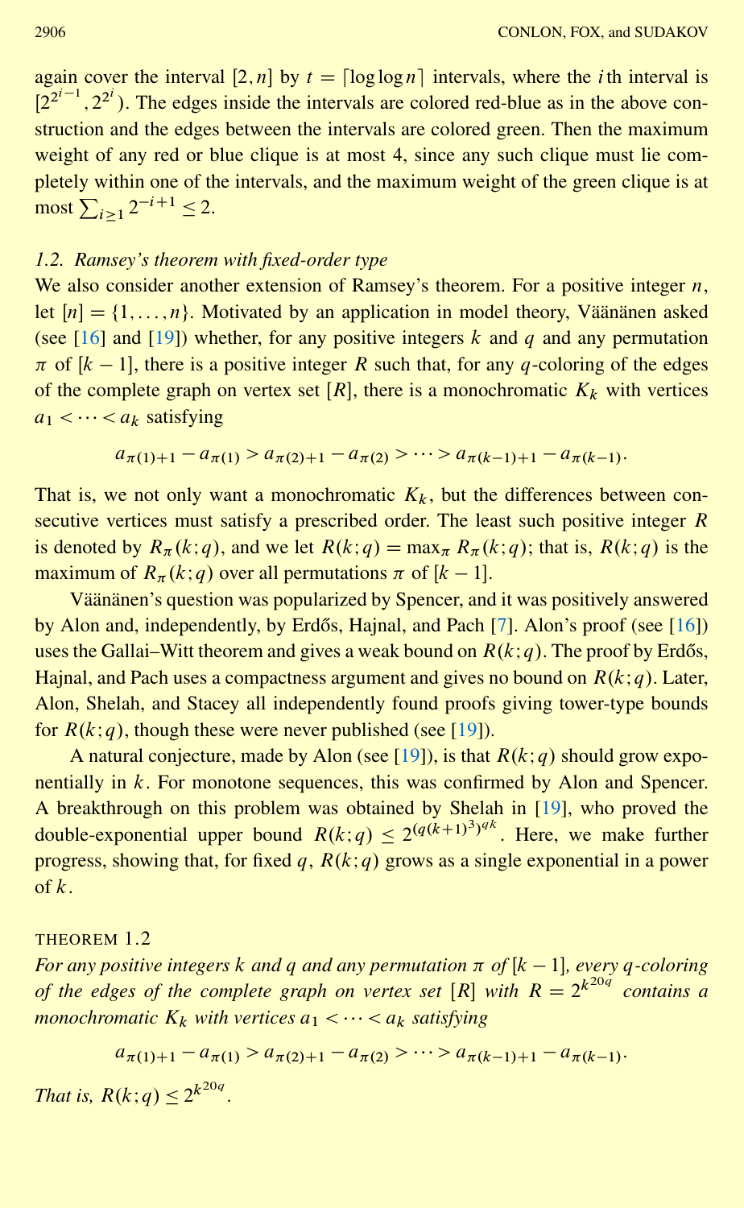again cover the interval $[2, n]$ by $t = \lceil \log \log n \rceil$ intervals, where the $i$th interval is $[2^{2^{i-1}}, 2^{2^i})$. The edges inside the intervals are colored red-blue as in the above construction and the edges between the intervals are colored green. Then the maximum weight of any red or blue clique is at most 4, since any such clique must lie completely within one of the intervals, and the maximum weight of the green clique is at most $\sum_{i \geq 1} 2^{-i+1} \leq 2$.

### 1.2. Ramsey's theorem with fixed-order type

We also consider another extension of Ramsey's theorem. For a positive integer $n$, let $[n] = \{1, \ldots, n\}$. Motivated by an application in model theory, Väänänen asked (see [16] and [19]) whether, for any positive integers $k$ and $q$ and any permutation $\pi$ of $[k-1]$, there is a positive integer $R$ such that, for any $q$-coloring of the edges of the complete graph on vertex set $[R]$, there is a monochromatic $K_k$ with vertices $a_1 < \cdots < a_k$ satisfying

$$a_{\pi(1)+1} - a_{\pi(1)} > a_{\pi(2)+1} - a_{\pi(2)} > \cdots > a_{\pi(k-1)+1} - a_{\pi(k-1)}.$$

That is, we not only want a monochromatic $K_k$, but the differences between consecutive vertices must satisfy a prescribed order. The least such positive integer $R$ is denoted by $R_\pi(k; q)$, and we let $R(k; q) = \max_\pi R_\pi(k; q)$; that is, $R(k; q)$ is the maximum of $R_\pi(k; q)$ over all permutations $\pi$ of $[k-1]$.

Väänänen's question was popularized by Spencer, and it was positively answered by Alon and, independently, by Erdős, Hajnal, and Pach [7]. Alon's proof (see [16]) uses the Gallai–Witt theorem and gives a weak bound on $R(k; q)$. The proof by Erdős, Hajnal, and Pach uses a compactness argument and gives no bound on $R(k; q)$. Later, Alon, Shelah, and Stacey all independently found proofs giving tower-type bounds for $R(k; q)$, though these were never published (see [19]).

A natural conjecture, made by Alon (see [19]), is that $R(k; q)$ should grow exponentially in $k$. For monotone sequences, this was confirmed by Alon and Spencer. A breakthrough on this problem was obtained by Shelah in [19], who proved the double-exponential upper bound $R(k; q) \leq 2^{(q(k+1)^3)^{qk}}$. Here, we make further progress, showing that, for fixed $q$, $R(k; q)$ grows as a single exponential in a power of $k$.

THEOREM 1.2

*For any positive integers $k$ and $q$ and any permutation $\pi$ of $[k-1]$, every $q$-coloring of the edges of the complete graph on vertex set $[R]$ with $R = 2^{k^{20q}}$ contains a monochromatic $K_k$ with vertices $a_1 < \cdots < a_k$ satisfying*

$$a_{\pi(1)+1} - a_{\pi(1)} > a_{\pi(2)+1} - a_{\pi(2)} > \cdots > a_{\pi(k-1)+1} - a_{\pi(k-1)}.$$

*That is, $R(k; q) \leq 2^{k^{20q}}$.*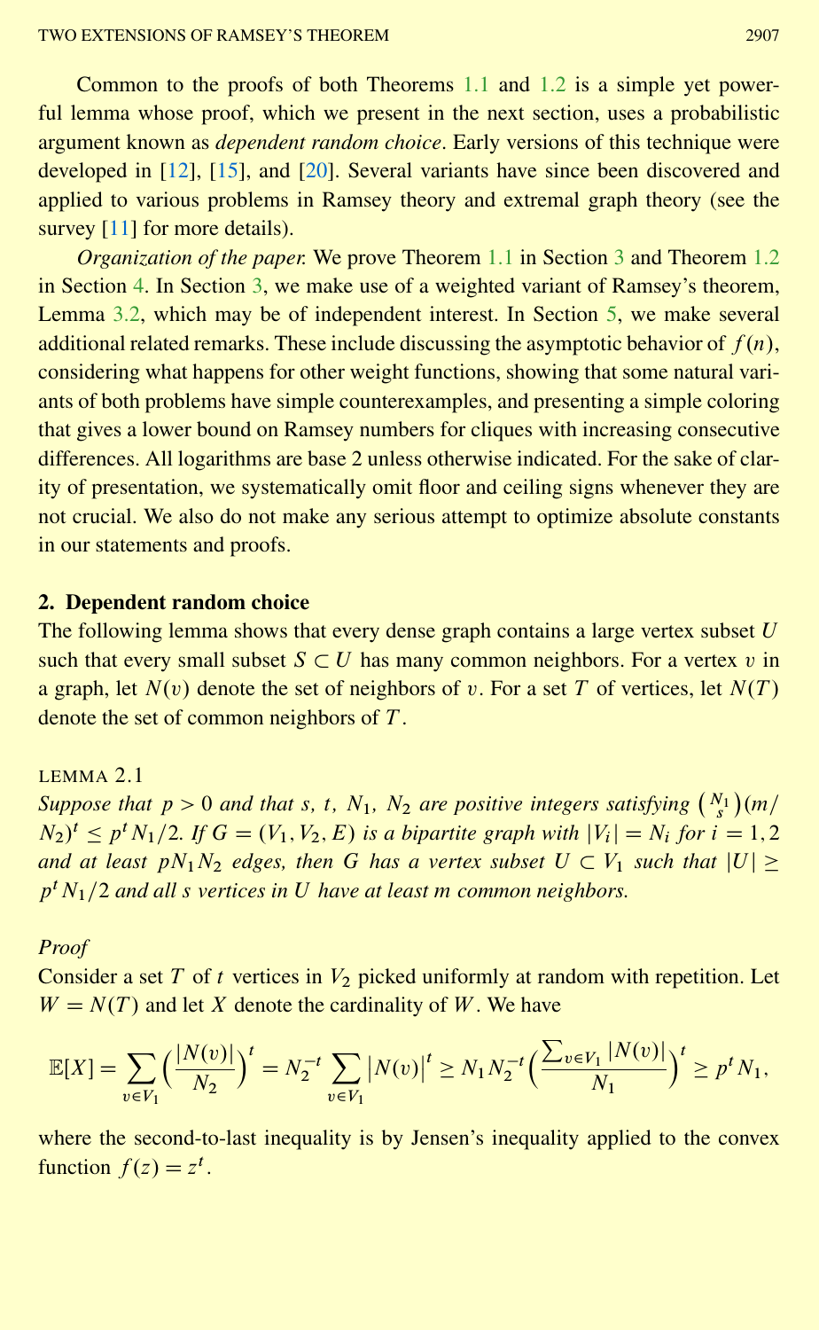Common to the proofs of both Theorems 1.1 and 1.2 is a simple yet powerful lemma whose proof, which we present in the next section, uses a probabilistic argument known as *dependent random choice*. Early versions of this technique were developed in [12], [15], and [20]. Several variants have since been discovered and applied to various problems in Ramsey theory and extremal graph theory (see the survey [11] for more details).

*Organization of the paper.* We prove Theorem 1.1 in Section 3 and Theorem 1.2 in Section 4. In Section 3, we make use of a weighted variant of Ramsey's theorem, Lemma 3.2, which may be of independent interest. In Section 5, we make several additional related remarks. These include discussing the asymptotic behavior of $f(n)$, considering what happens for other weight functions, showing that some natural variants of both problems have simple counterexamples, and presenting a simple coloring that gives a lower bound on Ramsey numbers for cliques with increasing consecutive differences. All logarithms are base 2 unless otherwise indicated. For the sake of clarity of presentation, we systematically omit floor and ceiling signs whenever they are not crucial. We also do not make any serious attempt to optimize absolute constants in our statements and proofs.

## 2. Dependent random choice

The following lemma shows that every dense graph contains a large vertex subset $U$ such that every small subset $S \subset U$ has many common neighbors. For a vertex $v$ in a graph, let $N(v)$ denote the set of neighbors of $v$. For a set $T$ of vertices, let $N(T)$ denote the set of common neighbors of $T$.

LEMMA 2.1

*Suppose that $p > 0$ and that $s$, $t$, $N_1$, $N_2$ are positive integers satisfying $\binom{N_1}{s}(m/N_2)^t \leq p^t N_1/2$. If $G = (V_1, V_2, E)$ is a bipartite graph with $|V_i| = N_i$ for $i = 1, 2$ and at least $pN_1N_2$ edges, then $G$ has a vertex subset $U \subset V_1$ such that $|U| \geq p^t N_1/2$ and all $s$ vertices in $U$ have at least $m$ common neighbors.*

*Proof*

Consider a set $T$ of $t$ vertices in $V_2$ picked uniformly at random with repetition. Let $W = N(T)$ and let $X$ denote the cardinality of $W$. We have

$$\mathbb{E}[X] = \sum_{v \in V_1} \Big(\frac{|N(v)|}{N_2}\Big)^t = N_2^{-t} \sum_{v \in V_1} \big|N(v)\big|^t \geq N_1 N_2^{-t} \Big(\frac{\sum_{v \in V_1} |N(v)|}{N_1}\Big)^t \geq p^t N_1,$$

where the second-to-last inequality is by Jensen's inequality applied to the convex function $f(z) = z^t$.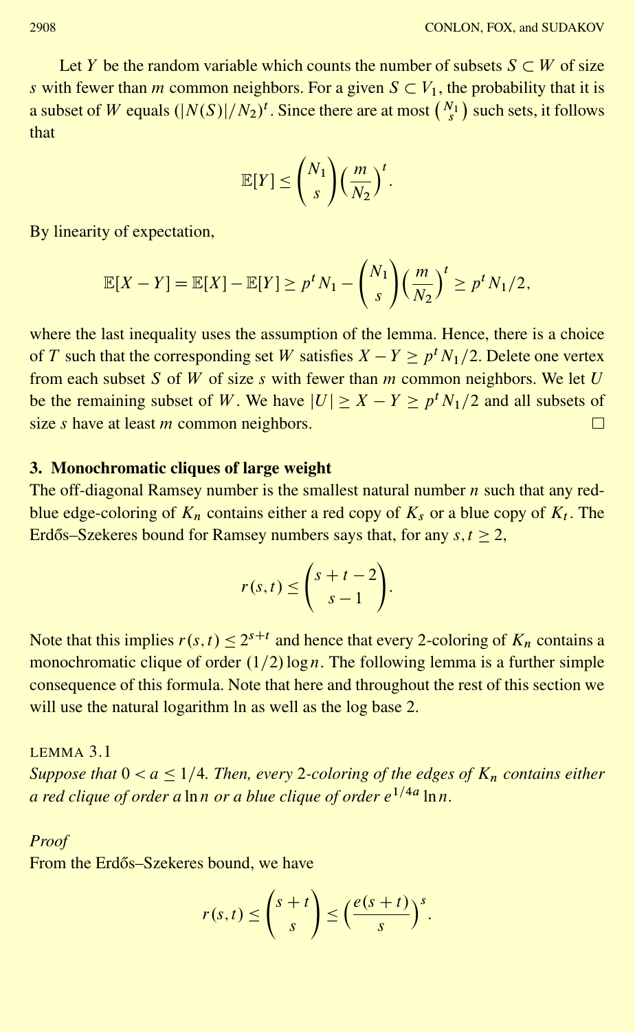Let $Y$ be the random variable which counts the number of subsets $S \subset W$ of size $s$ with fewer than $m$ common neighbors. For a given $S \subset V_1$, the probability that it is a subset of $W$ equals $(|N(S)|/N_2)^t$. Since there are at most $\binom{N_1}{s}$ such sets, it follows that

$$\mathbb{E}[Y] \leq \binom{N_1}{s}\Big(\frac{m}{N_2}\Big)^t.$$

By linearity of expectation,

$$\mathbb{E}[X - Y] = \mathbb{E}[X] - \mathbb{E}[Y] \geq p^t N_1 - \binom{N_1}{s}\Big(\frac{m}{N_2}\Big)^t \geq p^t N_1/2,$$

where the last inequality uses the assumption of the lemma. Hence, there is a choice of $T$ such that the corresponding set $W$ satisfies $X - Y \geq p^t N_1/2$. Delete one vertex from each subset $S$ of $W$ of size $s$ with fewer than $m$ common neighbors. We let $U$ be the remaining subset of $W$. We have $|U| \geq X - Y \geq p^t N_1/2$ and all subsets of size $s$ have at least $m$ common neighbors. □

## 3. Monochromatic cliques of large weight

The off-diagonal Ramsey number is the smallest natural number $n$ such that any red-blue edge-coloring of $K_n$ contains either a red copy of $K_s$ or a blue copy of $K_t$. The Erdős–Szekeres bound for Ramsey numbers says that, for any $s, t \geq 2$,

$$r(s,t) \leq \binom{s+t-2}{s-1}.$$

Note that this implies $r(s,t) \leq 2^{s+t}$ and hence that every 2-coloring of $K_n$ contains a monochromatic clique of order $(1/2)\log n$. The following lemma is a further simple consequence of this formula. Note that here and throughout the rest of this section we will use the natural logarithm ln as well as the log base 2.

LEMMA 3.1

*Suppose that $0 < a \leq 1/4$. Then, every 2-coloring of the edges of $K_n$ contains either a red clique of order $a \ln n$ or a blue clique of order $e^{1/4a} \ln n$.*

*Proof*

From the Erdős–Szekeres bound, we have

$$r(s,t) \leq \binom{s+t}{s} \leq \Big(\frac{e(s+t)}{s}\Big)^s.$$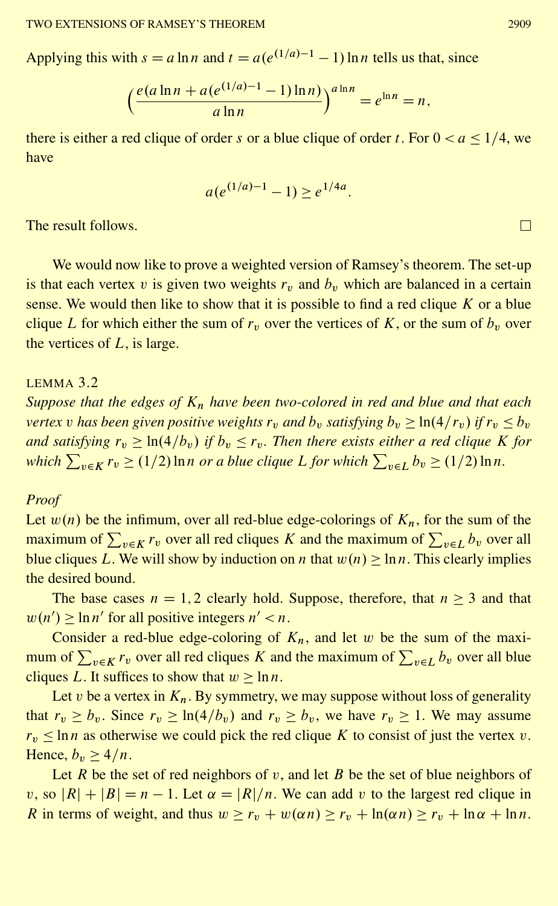Applying this with $s = a \ln n$ and $t = a(e^{(1/a)-1} - 1)\ln n$ tells us that, since

$$\Big(\frac{e(a\ln n + a(e^{(1/a)-1}-1)\ln n)}{a \ln n}\Big)^{a \ln n} = e^{\ln n} = n,$$

there is either a red clique of order $s$ or a blue clique of order $t$. For $0 < a \leq 1/4$, we have

$$a(e^{(1/a)-1} - 1) \geq e^{1/4a}.$$

The result follows. □

We would now like to prove a weighted version of Ramsey's theorem. The set-up is that each vertex $v$ is given two weights $r_v$ and $b_v$ which are balanced in a certain sense. We would then like to show that it is possible to find a red clique $K$ or a blue clique $L$ for which either the sum of $r_v$ over the vertices of $K$, or the sum of $b_v$ over the vertices of $L$, is large.

LEMMA 3.2

*Suppose that the edges of $K_n$ have been two-colored in red and blue and that each vertex $v$ has been given positive weights $r_v$ and $b_v$ satisfying $b_v \geq \ln(4/r_v)$ if $r_v \leq b_v$ and satisfying $r_v \geq \ln(4/b_v)$ if $b_v \leq r_v$. Then there exists either a red clique $K$ for which $\sum_{v \in K} r_v \geq (1/2)\ln n$ or a blue clique $L$ for which $\sum_{v \in L} b_v \geq (1/2)\ln n$.*

*Proof*

Let $w(n)$ be the infimum, over all red-blue edge-colorings of $K_n$, for the sum of the maximum of $\sum_{v \in K} r_v$ over all red cliques $K$ and the maximum of $\sum_{v \in L} b_v$ over all blue cliques $L$. We will show by induction on $n$ that $w(n) \geq \ln n$. This clearly implies the desired bound.

The base cases $n = 1, 2$ clearly hold. Suppose, therefore, that $n \geq 3$ and that $w(n') \geq \ln n'$ for all positive integers $n' < n$.

Consider a red-blue edge-coloring of $K_n$, and let $w$ be the sum of the maximum of $\sum_{v \in K} r_v$ over all red cliques $K$ and the maximum of $\sum_{v \in L} b_v$ over all blue cliques $L$. It suffices to show that $w \geq \ln n$.

Let $v$ be a vertex in $K_n$. By symmetry, we may suppose without loss of generality that $r_v \geq b_v$. Since $r_v \geq \ln(4/b_v)$ and $r_v \geq b_v$, we have $r_v \geq 1$. We may assume $r_v \leq \ln n$ as otherwise we could pick the red clique $K$ to consist of just the vertex $v$. Hence, $b_v \geq 4/n$.

Let $R$ be the set of red neighbors of $v$, and let $B$ be the set of blue neighbors of $v$, so $|R| + |B| = n - 1$. Let $\alpha = |R|/n$. We can add $v$ to the largest red clique in $R$ in terms of weight, and thus $w \geq r_v + w(\alpha n) \geq r_v + \ln(\alpha n) \geq r_v + \ln \alpha + \ln n$.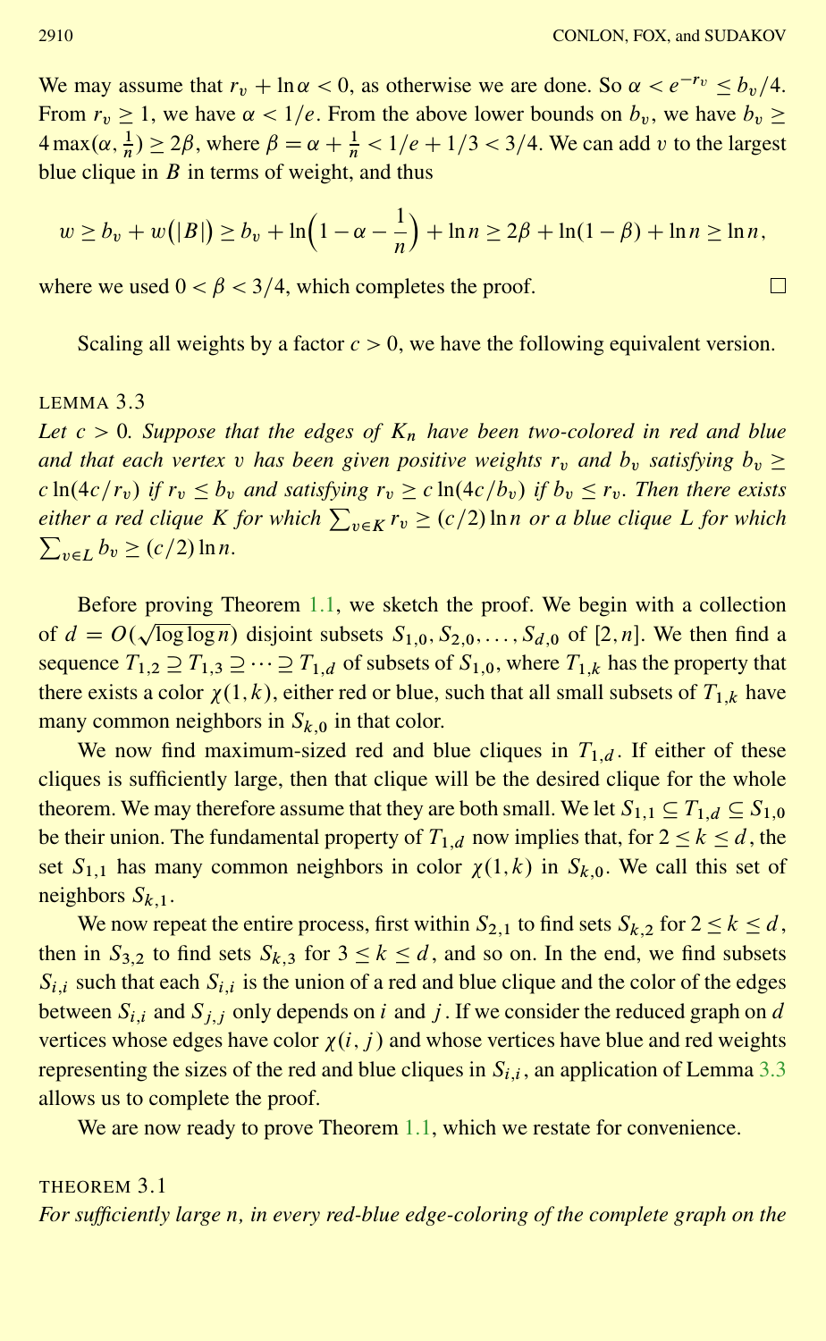We may assume that $r_v + \ln \alpha < 0$, as otherwise we are done. So $\alpha < e^{-r_v} \le b_v/4$. From $r_v \ge 1$, we have $\alpha < 1/e$. From the above lower bounds on $b_v$, we have $b_v \ge 4\max(\alpha, \frac{1}{n}) \ge 2\beta$, where $\beta = \alpha + \frac{1}{n} < 1/e + 1/3 < 3/4$. We can add $v$ to the largest blue clique in $B$ in terms of weight, and thus

$$w \ge b_v + w(|B|) \ge b_v + \ln\Big(1 - \alpha - \frac{1}{n}\Big) + \ln n \ge 2\beta + \ln(1-\beta) + \ln n \ge \ln n,$$

where we used $0 < \beta < 3/4$, which completes the proof. □

Scaling all weights by a factor $c > 0$, we have the following equivalent version.

LEMMA 3.3

*Let $c > 0$. Suppose that the edges of $K_n$ have been two-colored in red and blue and that each vertex $v$ has been given positive weights $r_v$ and $b_v$ satisfying $b_v \ge c\ln(4c/r_v)$ if $r_v \le b_v$ and satisfying $r_v \ge c\ln(4c/b_v)$ if $b_v \le r_v$. Then there exists either a red clique $K$ for which $\sum_{v\in K} r_v \ge (c/2)\ln n$ or a blue clique $L$ for which $\sum_{v \in L} b_v \ge (c/2)\ln n$.*

Before proving Theorem 1.1, we sketch the proof. We begin with a collection of $d = O(\sqrt{\log\log n})$ disjoint subsets $S_{1,0}, S_{2,0}, \ldots, S_{d,0}$ of $[2,n]$. We then find a sequence $T_{1,2} \supseteq T_{1,3} \supseteq \cdots \supseteq T_{1,d}$ of subsets of $S_{1,0}$, where $T_{1,k}$ has the property that there exists a color $\chi(1,k)$, either red or blue, such that all small subsets of $T_{1,k}$ have many common neighbors in $S_{k,0}$ in that color.

We now find maximum-sized red and blue cliques in $T_{1,d}$. If either of these cliques is sufficiently large, then that clique will be the desired clique for the whole theorem. We may therefore assume that they are both small. We let $S_{1,1} \subseteq T_{1,d} \subseteq S_{1,0}$ be their union. The fundamental property of $T_{1,d}$ now implies that, for $2 \le k \le d$, the set $S_{1,1}$ has many common neighbors in color $\chi(1,k)$ in $S_{k,0}$. We call this set of neighbors $S_{k,1}$.

We now repeat the entire process, first within $S_{2,1}$ to find sets $S_{k,2}$ for $2 \le k \le d$, then in $S_{3,2}$ to find sets $S_{k,3}$ for $3 \le k \le d$, and so on. In the end, we find subsets $S_{i,i}$ such that each $S_{i,i}$ is the union of a red and blue clique and the color of the edges between $S_{i,i}$ and $S_{j,j}$ only depends on $i$ and $j$. If we consider the reduced graph on $d$ vertices whose edges have color $\chi(i,j)$ and whose vertices have blue and red weights representing the sizes of the red and blue cliques in $S_{i,i}$, an application of Lemma 3.3 allows us to complete the proof.

We are now ready to prove Theorem 1.1, which we restate for convenience.

THEOREM 3.1

*For sufficiently large $n$, in every red-blue edge-coloring of the complete graph on the*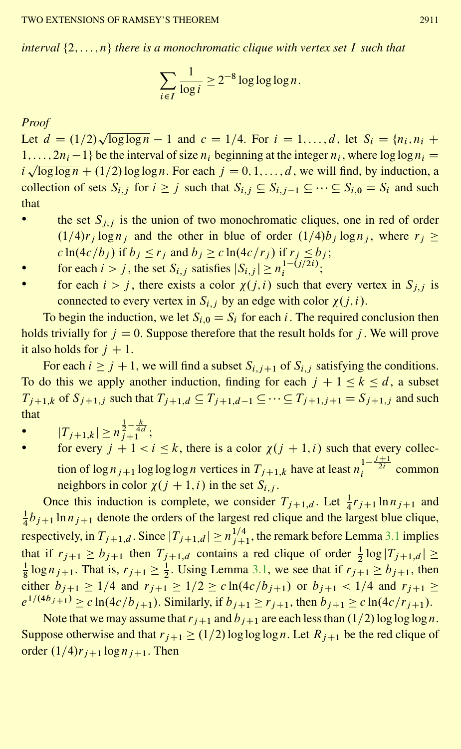*interval* $\{2,\ldots,n\}$ *there is a monochromatic clique with vertex set* $I$ *such that*

$$\sum_{i\in I}\frac{1}{\log i}\geq 2^{-8}\log\log\log n.$$

*Proof*

Let $d=(1/2)\sqrt{\log\log n}-1$ and $c=1/4$. For $i=1,\ldots,d$, let $S_i=\{n_i,n_i+1,\ldots,2n_i-1\}$ be the interval of size $n_i$ beginning at the integer $n_i$, where $\log\log n_i=i\sqrt{\log\log n}+(1/2)\log\log n$. For each $j=0,1,\ldots,d$, we will find, by induction, a collection of sets $S_{i,j}$ for $i\geq j$ such that $S_{i,j}\subseteq S_{i,j-1}\subseteq\cdots\subseteq S_{i,0}=S_i$ and such that

- the set $S_{j,j}$ is the union of two monochromatic cliques, one in red of order $(1/4)r_j\log n_j$ and the other in blue of order $(1/4)b_j\log n_j$, where $r_j\geq c\ln(4c/b_j)$ if $b_j\leq r_j$ and $b_j\geq c\ln(4c/r_j)$ if $r_j\leq b_j$;
- for each $i>j$, the set $S_{i,j}$ satisfies $|S_{i,j}|\geq n_i^{1-(j/2i)}$;
- for each $i>j$, there exists a color $\chi(j,i)$ such that every vertex in $S_{j,j}$ is connected to every vertex in $S_{i,j}$ by an edge with color $\chi(j,i)$.

To begin the induction, we let $S_{i,0}=S_i$ for each $i$. The required conclusion then holds trivially for $j=0$. Suppose therefore that the result holds for $j$. We will prove it also holds for $j+1$.

For each $i\geq j+1$, we will find a subset $S_{i,j+1}$ of $S_{i,j}$ satisfying the conditions. To do this we apply another induction, finding for each $j+1\leq k\leq d$, a subset $T_{j+1,k}$ of $S_{j+1,j}$ such that $T_{j+1,d}\subseteq T_{j+1,d-1}\subseteq\cdots\subseteq T_{j+1,j+1}=S_{j+1,j}$ and such that

- $|T_{j+1,k}|\geq n_{j+1}^{\frac{1}{2}-\frac{k}{4d}}$;
- for every $j+1<i\leq k$, there is a color $\chi(j+1,i)$ such that every collection of $\log n_{j+1}\log\log\log n$ vertices in $T_{j+1,k}$ have at least $n_i^{1-\frac{j+1}{2i}}$ common neighbors in color $\chi(j+1,i)$ in the set $S_{i,j}$.

Once this induction is complete, we consider $T_{j+1,d}$. Let $\frac{1}{4}r_{j+1}\ln n_{j+1}$ and $\frac{1}{4}b_{j+1}\ln n_{j+1}$ denote the orders of the largest red clique and the largest blue clique, respectively, in $T_{j+1,d}$. Since $|T_{j+1,d}|\geq n_{j+1}^{1/4}$, the remark before Lemma 3.1 implies that if $r_{j+1}\geq b_{j+1}$ then $T_{j+1,d}$ contains a red clique of order $\frac{1}{2}\log|T_{j+1,d}|\geq\frac{1}{8}\log n_{j+1}$. That is, $r_{j+1}\geq\frac{1}{2}$. Using Lemma 3.1, we see that if $r_{j+1}\geq b_{j+1}$, then either $b_{j+1}\geq 1/4$ and $r_{j+1}\geq 1/2\geq c\ln(4c/b_{j+1})$ or $b_{j+1}<1/4$ and $r_{j+1}\geq e^{1/(4b_{j+1})}\geq c\ln(4c/b_{j+1})$. Similarly, if $b_{j+1}\geq r_{j+1}$, then $b_{j+1}\geq c\ln(4c/r_{j+1})$.

Note that we may assume that $r_{j+1}$ and $b_{j+1}$ are each less than $(1/2)\log\log\log n$. Suppose otherwise and that $r_{j+1}\geq(1/2)\log\log\log n$. Let $R_{j+1}$ be the red clique of order $(1/4)r_{j+1}\log n_{j+1}$. Then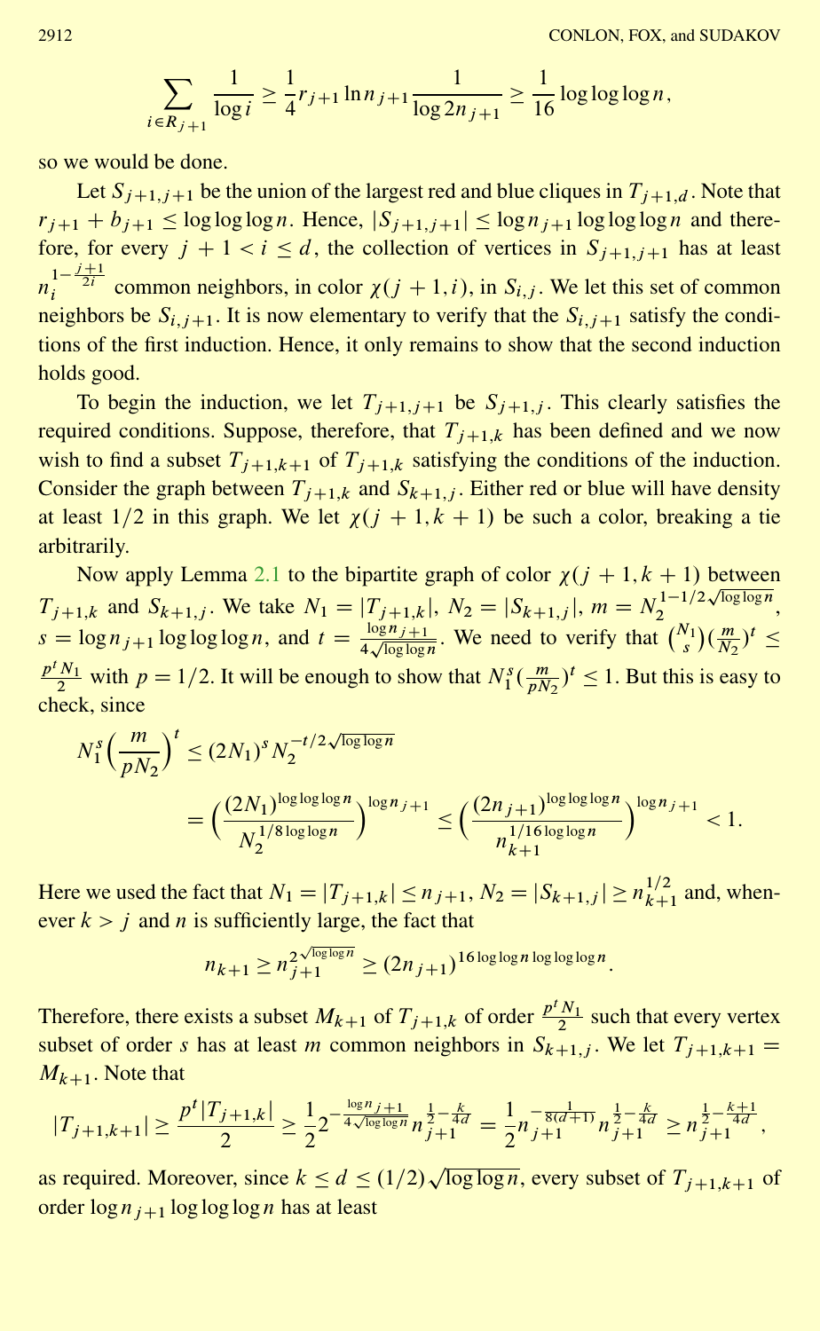$$\sum_{i \in R_{j+1}} \frac{1}{\log i} \geq \frac{1}{4} r_{j+1} \ln n_{j+1} \frac{1}{\log 2n_{j+1}} \geq \frac{1}{16} \log\log\log n,$$

so we would be done.

Let $S_{j+1,j+1}$ be the union of the largest red and blue cliques in $T_{j+1,d}$. Note that $r_{j+1} + b_{j+1} \leq \log\log\log n$. Hence, $|S_{j+1,j+1}| \leq \log n_{j+1} \log\log\log n$ and therefore, for every $j+1 < i \leq d$, the collection of vertices in $S_{j+1,j+1}$ has at least $n_i^{1-\frac{j+1}{2i}}$ common neighbors, in color $\chi(j+1,i)$, in $S_{i,j}$. We let this set of common neighbors be $S_{i,j+1}$. It is now elementary to verify that the $S_{i,j+1}$ satisfy the conditions of the first induction. Hence, it only remains to show that the second induction holds good.

To begin the induction, we let $T_{j+1,j+1}$ be $S_{j+1,j}$. This clearly satisfies the required conditions. Suppose, therefore, that $T_{j+1,k}$ has been defined and we now wish to find a subset $T_{j+1,k+1}$ of $T_{j+1,k}$ satisfying the conditions of the induction. Consider the graph between $T_{j+1,k}$ and $S_{k+1,j}$. Either red or blue will have density at least $1/2$ in this graph. We let $\chi(j+1,k+1)$ be such a color, breaking a tie arbitrarily.

Now apply Lemma 2.1 to the bipartite graph of color $\chi(j+1,k+1)$ between $T_{j+1,k}$ and $S_{k+1,j}$. We take $N_1 = |T_{j+1,k}|$, $N_2 = |S_{k+1,j}|$, $m = N_2^{1-1/2\sqrt{\log\log n}}$, $s = \log n_{j+1} \log\log\log n$, and $t = \frac{\log n_{j+1}}{4\sqrt{\log\log n}}$. We need to verify that $\binom{N_1}{s}\left(\frac{m}{N_2}\right)^t \leq \frac{p^t N_1}{2}$ with $p = 1/2$. It will be enough to show that $N_1^s \left(\frac{m}{pN_2}\right)^t \leq 1$. But this is easy to check, since

$$\begin{aligned}
N_1^s \Big(\frac{m}{pN_2}\Big)^t &\leq (2N_1)^s N_2^{-t/2\sqrt{\log\log n}} \\
&= \Big(\frac{(2N_1)^{\log\log\log n}}{N_2^{1/8 \log\log n}}\Big)^{\log n_{j+1}} \leq \Big(\frac{(2n_{j+1})^{\log\log\log n}}{n_{k+1}^{1/16 \log\log n}}\Big)^{\log n_{j+1}} < 1.
\end{aligned}$$

Here we used the fact that $N_1 = |T_{j+1,k}| \leq n_{j+1}$, $N_2 = |S_{k+1,j}| \geq n_{k+1}^{1/2}$ and, whenever $k > j$ and $n$ is sufficiently large, the fact that

$$n_{k+1} \geq n_{j+1}^{2^{\sqrt{\log\log n}}} \geq (2n_{j+1})^{16 \log\log n \log\log\log n}.$$

Therefore, there exists a subset $M_{k+1}$ of $T_{j+1,k}$ of order $\frac{p^t N_1}{2}$ such that every vertex subset of order $s$ has at least $m$ common neighbors in $S_{k+1,j}$. We let $T_{j+1,k+1} = M_{k+1}$. Note that

$$|T_{j+1,k+1}| \geq \frac{p^t |T_{j+1,k}|}{2} \geq \frac{1}{2} 2^{-\frac{\log n_{j+1}}{4\sqrt{\log\log n}}} n_{j+1}^{\frac{1}{2}-\frac{k}{4d}} = \frac{1}{2} n_{j+1}^{-\frac{1}{8(d+1)}} n_{j+1}^{\frac{1}{2}-\frac{k}{4d}} \geq n_{j+1}^{\frac{1}{2}-\frac{k+1}{4d}},$$

as required. Moreover, since $k \leq d \leq (1/2)\sqrt{\log\log n}$, every subset of $T_{j+1,k+1}$ of order $\log n_{j+1} \log\log\log n$ has at least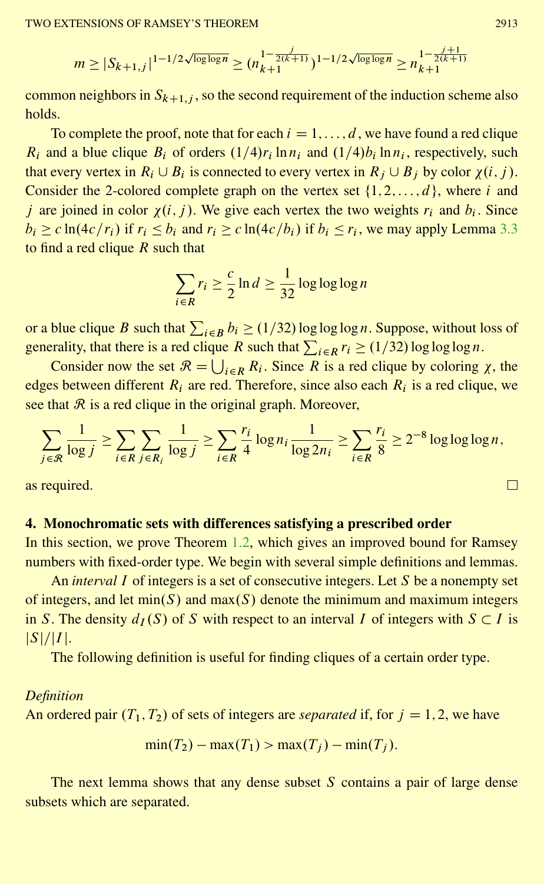$$m \geq |S_{k+1,j}|^{1-1/2\sqrt{\log\log n}} \geq (n_{k+1}^{1-\frac{j}{2(k+1)}})^{1-1/2\sqrt{\log\log n}} \geq n_{k+1}^{1-\frac{j+1}{2(k+1)}}$$

common neighbors in $S_{k+1,j}$, so the second requirement of the induction scheme also holds.

To complete the proof, note that for each $i = 1, \ldots, d$, we have found a red clique $R_i$ and a blue clique $B_i$ of orders $(1/4)r_i \ln n_i$ and $(1/4)b_i \ln n_i$, respectively, such that every vertex in $R_i \cup B_i$ is connected to every vertex in $R_j \cup B_j$ by color $\chi(i, j)$. Consider the 2-colored complete graph on the vertex set $\{1, 2, \ldots, d\}$, where $i$ and $j$ are joined in color $\chi(i, j)$. We give each vertex the two weights $r_i$ and $b_i$. Since $b_i \geq c \ln(4c/r_i)$ if $r_i \leq b_i$ and $r_i \geq c \ln(4c/b_i)$ if $b_i \leq r_i$, we may apply Lemma 3.3 to find a red clique $R$ such that

$$\sum_{i \in R} r_i \geq \frac{c}{2} \ln d \geq \frac{1}{32} \log\log\log n$$

or a blue clique $B$ such that $\sum_{i \in B} b_i \geq (1/32) \log\log\log n$. Suppose, without loss of generality, that there is a red clique $R$ such that $\sum_{i \in R} r_i \geq (1/32) \log\log\log n$.

Consider now the set $\mathcal{R} = \bigcup_{i \in R} R_i$. Since $R$ is a red clique by coloring $\chi$, the edges between different $R_i$ are red. Therefore, since also each $R_i$ is a red clique, we see that $\mathcal{R}$ is a red clique in the original graph. Moreover,

$$\sum_{j \in \mathcal{R}} \frac{1}{\log j} \geq \sum_{i \in R} \sum_{j \in R_i} \frac{1}{\log j} \geq \sum_{i \in R} \frac{r_i}{4} \log n_i \frac{1}{\log 2n_i} \geq \sum_{i \in R} \frac{r_i}{8} \geq 2^{-8} \log\log\log n,$$

as required. □

## 4. Monochromatic sets with differences satisfying a prescribed order

In this section, we prove Theorem 1.2, which gives an improved bound for Ramsey numbers with fixed-order type. We begin with several simple definitions and lemmas.

An *interval* $I$ of integers is a set of consecutive integers. Let $S$ be a nonempty set of integers, and let $\min(S)$ and $\max(S)$ denote the minimum and maximum integers in $S$. The density $d_I(S)$ of $S$ with respect to an interval $I$ of integers with $S \subset I$ is $|S|/|I|$.

The following definition is useful for finding cliques of a certain order type.

*Definition*

An ordered pair $(T_1, T_2)$ of sets of integers are *separated* if, for $j = 1, 2$, we have

$$\min(T_2) - \max(T_1) > \max(T_j) - \min(T_j).$$

The next lemma shows that any dense subset $S$ contains a pair of large dense subsets which are separated.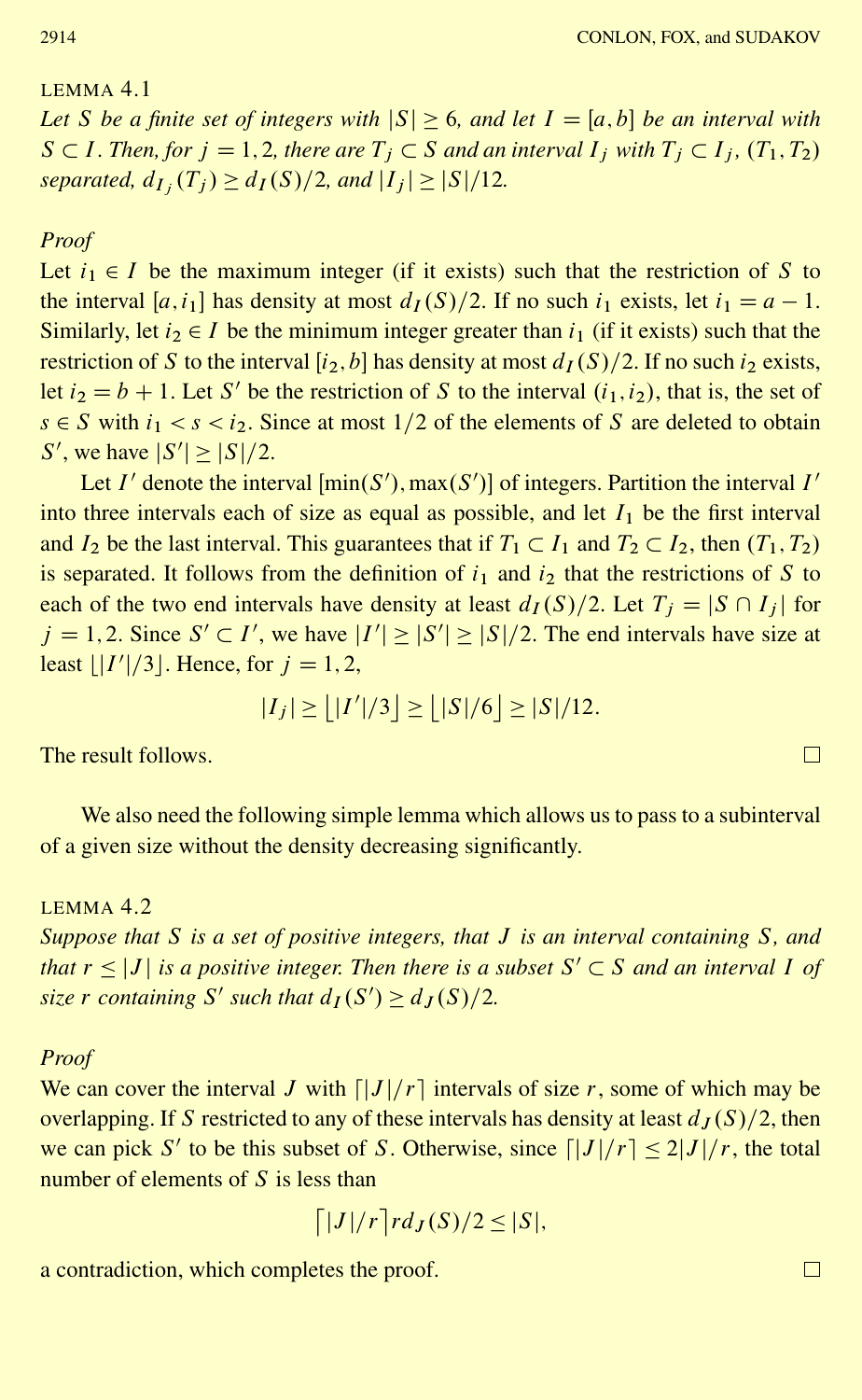LEMMA 4.1

*Let $S$ be a finite set of integers with $|S| \geq 6$, and let $I = [a, b]$ be an interval with $S \subset I$. Then, for $j = 1, 2$, there are $T_j \subset S$ and an interval $I_j$ with $T_j \subset I_j$, $(T_1, T_2)$ separated, $d_{I_j}(T_j) \geq d_I(S)/2$, and $|I_j| \geq |S|/12$.*

*Proof*

Let $i_1 \in I$ be the maximum integer (if it exists) such that the restriction of $S$ to the interval $[a, i_1]$ has density at most $d_I(S)/2$. If no such $i_1$ exists, let $i_1 = a - 1$. Similarly, let $i_2 \in I$ be the minimum integer greater than $i_1$ (if it exists) such that the restriction of $S$ to the interval $[i_2, b]$ has density at most $d_I(S)/2$. If no such $i_2$ exists, let $i_2 = b + 1$. Let $S'$ be the restriction of $S$ to the interval $(i_1, i_2)$, that is, the set of $s \in S$ with $i_1 < s < i_2$. Since at most $1/2$ of the elements of $S$ are deleted to obtain $S'$, we have $|S'| \geq |S|/2$.

Let $I'$ denote the interval $[\min(S'), \max(S')]$ of integers. Partition the interval $I'$ into three intervals each of size as equal as possible, and let $I_1$ be the first interval and $I_2$ be the last interval. This guarantees that if $T_1 \subset I_1$ and $T_2 \subset I_2$, then $(T_1, T_2)$ is separated. It follows from the definition of $i_1$ and $i_2$ that the restrictions of $S$ to each of the two end intervals have density at least $d_I(S)/2$. Let $T_j = |S \cap I_j|$ for $j = 1, 2$. Since $S' \subset I'$, we have $|I'| \geq |S'| \geq |S|/2$. The end intervals have size at least $\lfloor |I'|/3 \rfloor$. Hence, for $j = 1, 2$,

$$|I_j| \geq \lfloor |I'|/3 \rfloor \geq \lfloor |S|/6 \rfloor \geq |S|/12.$$

The result follows. $\square$

We also need the following simple lemma which allows us to pass to a subinterval of a given size without the density decreasing significantly.

LEMMA 4.2

*Suppose that $S$ is a set of positive integers, that $J$ is an interval containing $S$, and that $r \leq |J|$ is a positive integer. Then there is a subset $S' \subset S$ and an interval $I$ of size $r$ containing $S'$ such that $d_I(S') \geq d_J(S)/2$.*

*Proof*

We can cover the interval $J$ with $\lceil |J|/r \rceil$ intervals of size $r$, some of which may be overlapping. If $S$ restricted to any of these intervals has density at least $d_J(S)/2$, then we can pick $S'$ to be this subset of $S$. Otherwise, since $\lceil |J|/r \rceil \leq 2|J|/r$, the total number of elements of $S$ is less than

$$\lceil |J|/r \rceil r d_J(S)/2 \leq |S|,$$

a contradiction, which completes the proof. $\square$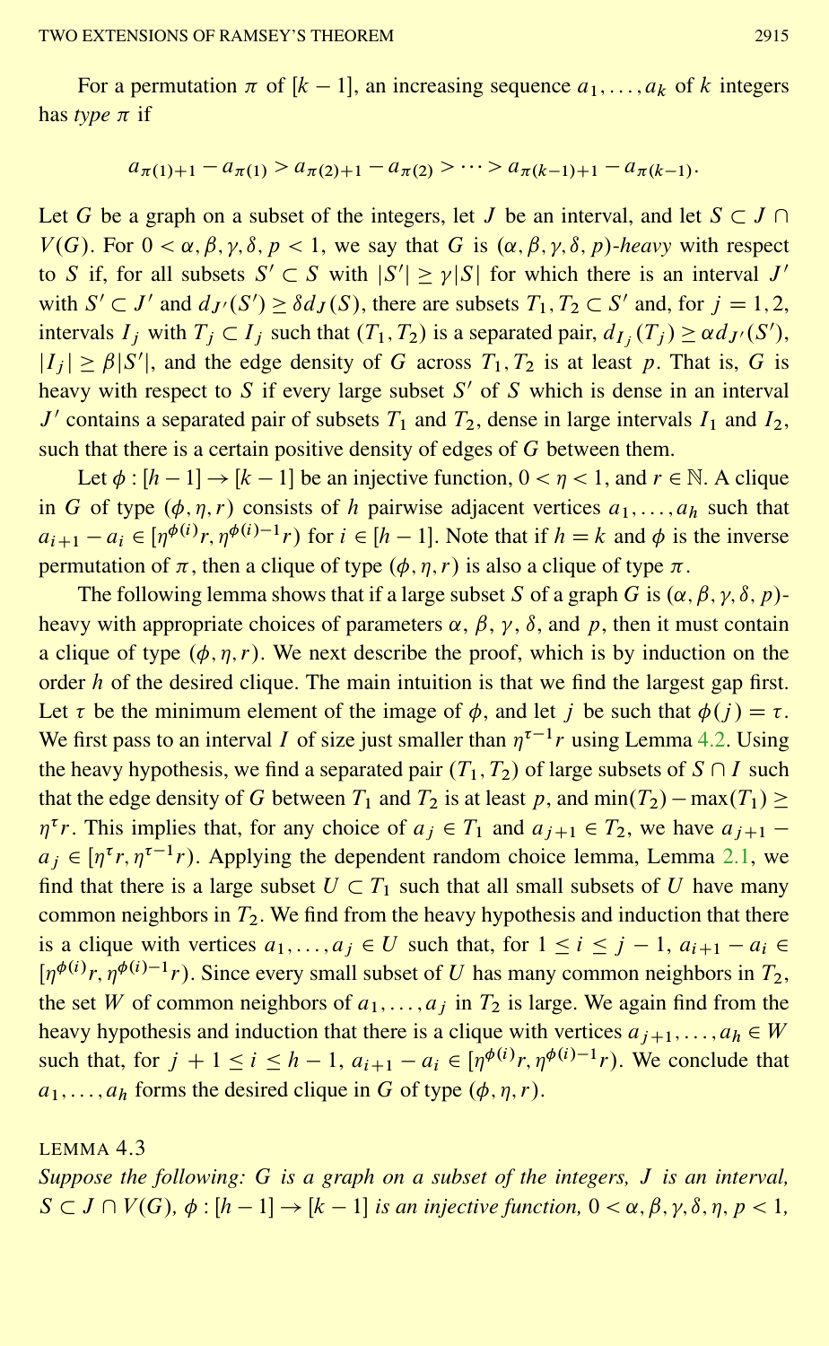For a permutation $\pi$ of $[k-1]$, an increasing sequence $a_1, \ldots, a_k$ of $k$ integers has *type* $\pi$ if

$$a_{\pi(1)+1} - a_{\pi(1)} > a_{\pi(2)+1} - a_{\pi(2)} > \cdots > a_{\pi(k-1)+1} - a_{\pi(k-1)}.$$

Let $G$ be a graph on a subset of the integers, let $J$ be an interval, and let $S \subset J \cap V(G)$. For $0 < \alpha, \beta, \gamma, \delta, p < 1$, we say that $G$ is $(\alpha, \beta, \gamma, \delta, p)$*-heavy* with respect to $S$ if, for all subsets $S' \subset S$ with $|S'| \geq \gamma |S|$ for which there is an interval $J'$ with $S' \subset J'$ and $d_{J'}(S') \geq \delta d_J(S)$, there are subsets $T_1, T_2 \subset S'$ and, for $j = 1, 2$, intervals $I_j$ with $T_j \subset I_j$ such that $(T_1, T_2)$ is a separated pair, $d_{I_j}(T_j) \geq \alpha d_{J'}(S')$, $|I_j| \geq \beta |S'|$, and the edge density of $G$ across $T_1, T_2$ is at least $p$. That is, $G$ is heavy with respect to $S$ if every large subset $S'$ of $S$ which is dense in an interval $J'$ contains a separated pair of subsets $T_1$ and $T_2$, dense in large intervals $I_1$ and $I_2$, such that there is a certain positive density of edges of $G$ between them.

Let $\phi : [h-1] \to [k-1]$ be an injective function, $0 < \eta < 1$, and $r \in \mathbb{N}$. A clique in $G$ of type $(\phi, \eta, r)$ consists of $h$ pairwise adjacent vertices $a_1, \ldots, a_h$ such that $a_{i+1} - a_i \in [\eta^{\phi(i)} r, \eta^{\phi(i)-1} r)$ for $i \in [h-1]$. Note that if $h = k$ and $\phi$ is the inverse permutation of $\pi$, then a clique of type $(\phi, \eta, r)$ is also a clique of type $\pi$.

The following lemma shows that if a large subset $S$ of a graph $G$ is $(\alpha, \beta, \gamma, \delta, p)$-heavy with appropriate choices of parameters $\alpha$, $\beta$, $\gamma$, $\delta$, and $p$, then it must contain a clique of type $(\phi, \eta, r)$. We next describe the proof, which is by induction on the order $h$ of the desired clique. The main intuition is that we find the largest gap first. Let $\tau$ be the minimum element of the image of $\phi$, and let $j$ be such that $\phi(j) = \tau$. We first pass to an interval $I$ of size just smaller than $\eta^{\tau-1} r$ using Lemma 4.2. Using the heavy hypothesis, we find a separated pair $(T_1, T_2)$ of large subsets of $S \cap I$ such that the edge density of $G$ between $T_1$ and $T_2$ is at least $p$, and $\min(T_2) - \max(T_1) \geq \eta^{\tau} r$. This implies that, for any choice of $a_j \in T_1$ and $a_{j+1} \in T_2$, we have $a_{j+1} - a_j \in [\eta^{\tau} r, \eta^{\tau-1} r)$. Applying the dependent random choice lemma, Lemma 2.1, we find that there is a large subset $U \subset T_1$ such that all small subsets of $U$ have many common neighbors in $T_2$. We find from the heavy hypothesis and induction that there is a clique with vertices $a_1, \ldots, a_j \in U$ such that, for $1 \leq i \leq j-1$, $a_{i+1} - a_i \in [\eta^{\phi(i)} r, \eta^{\phi(i)-1} r)$. Since every small subset of $U$ has many common neighbors in $T_2$, the set $W$ of common neighbors of $a_1, \ldots, a_j$ in $T_2$ is large. We again find from the heavy hypothesis and induction that there is a clique with vertices $a_{j+1}, \ldots, a_h \in W$ such that, for $j+1 \leq i \leq h-1$, $a_{i+1} - a_i \in [\eta^{\phi(i)} r, \eta^{\phi(i)-1} r)$. We conclude that $a_1, \ldots, a_h$ forms the desired clique in $G$ of type $(\phi, \eta, r)$.

LEMMA 4.3

*Suppose the following: $G$ is a graph on a subset of the integers, $J$ is an interval, $S \subset J \cap V(G)$, $\phi : [h-1] \to [k-1]$ is an injective function, $0 < \alpha, \beta, \gamma, \delta, \eta, p < 1$,*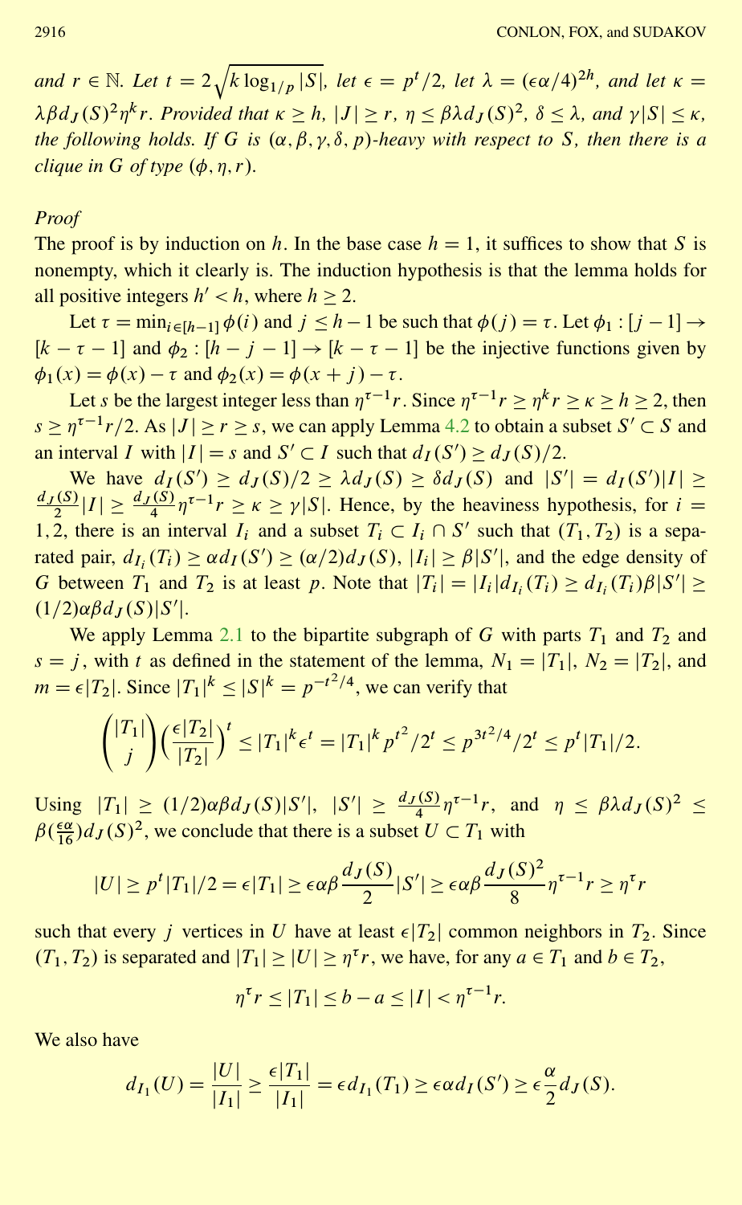*and $r \in \mathbb{N}$. Let $t = 2\sqrt{k \log_{1/p} |S|}$, let $\epsilon = p^t/2$, let $\lambda = (\epsilon\alpha/4)^{2h}$, and let $\kappa = \lambda\beta d_J(S)^2\eta^k r$. Provided that $\kappa \geq h$, $|J| \geq r$, $\eta \leq \beta\lambda d_J(S)^2$, $\delta \leq \lambda$, and $\gamma|S| \leq \kappa$, the following holds. If $G$ is $(\alpha, \beta, \gamma, \delta, p)$-heavy with respect to $S$, then there is a clique in $G$ of type $(\phi, \eta, r)$.*

*Proof*

The proof is by induction on $h$. In the base case $h = 1$, it suffices to show that $S$ is nonempty, which it clearly is. The induction hypothesis is that the lemma holds for all positive integers $h' < h$, where $h \geq 2$.

Let $\tau = \min_{i \in [h-1]} \phi(i)$ and $j \leq h-1$ be such that $\phi(j) = \tau$. Let $\phi_1 : [j-1] \to [k-\tau-1]$ and $\phi_2 : [h-j-1] \to [k-\tau-1]$ be the injective functions given by $\phi_1(x) = \phi(x) - \tau$ and $\phi_2(x) = \phi(x+j) - \tau$.

Let $s$ be the largest integer less than $\eta^{\tau-1}r$. Since $\eta^{\tau-1}r \geq \eta^k r \geq \kappa \geq h \geq 2$, then $s \geq \eta^{\tau-1}r/2$. As $|J| \geq r \geq s$, we can apply Lemma 4.2 to obtain a subset $S' \subset S$ and an interval $I$ with $|I| = s$ and $S' \subset I$ such that $d_I(S') \geq d_J(S)/2$.

We have $d_I(S') \geq d_J(S)/2 \geq \lambda d_J(S) \geq \delta d_J(S)$ and $|S'| = d_I(S')|I| \geq \frac{d_J(S)}{2}|I| \geq \frac{d_J(S)}{4}\eta^{\tau-1}r \geq \kappa \geq \gamma|S|$. Hence, by the heaviness hypothesis, for $i = 1, 2$, there is an interval $I_i$ and a subset $T_i \subset I_i \cap S'$ such that $(T_1, T_2)$ is a separated pair, $d_{I_i}(T_i) \geq \alpha d_I(S') \geq (\alpha/2)d_J(S)$, $|I_i| \geq \beta|S'|$, and the edge density of $G$ between $T_1$ and $T_2$ is at least $p$. Note that $|T_i| = |I_i|d_{I_i}(T_i) \geq d_{I_i}(T_i)\beta|S'| \geq (1/2)\alpha\beta d_J(S)|S'|$.

We apply Lemma 2.1 to the bipartite subgraph of $G$ with parts $T_1$ and $T_2$ and $s = j$, with $t$ as defined in the statement of the lemma, $N_1 = |T_1|$, $N_2 = |T_2|$, and $m = \epsilon|T_2|$. Since $|T_1|^k \leq |S|^k = p^{-t^2/4}$, we can verify that

$$\binom{|T_1|}{j}\left(\frac{\epsilon|T_2|}{|T_2|}\right)^t \leq |T_1|^k \epsilon^t = |T_1|^k p^{t^2}/2^t \leq p^{3t^2/4}/2^t \leq p^t|T_1|/2.$$

Using $|T_1| \geq (1/2)\alpha\beta d_J(S)|S'|$, $|S'| \geq \frac{d_J(S)}{4}\eta^{\tau-1}r$, and $\eta \leq \beta\lambda d_J(S)^2 \leq \beta(\frac{\epsilon\alpha}{16})d_J(S)^2$, we conclude that there is a subset $U \subset T_1$ with

$$|U| \geq p^t|T_1|/2 = \epsilon|T_1| \geq \epsilon\alpha\beta\frac{d_J(S)}{2}|S'| \geq \epsilon\alpha\beta\frac{d_J(S)^2}{8}\eta^{\tau-1}r \geq \eta^\tau r$$

such that every $j$ vertices in $U$ have at least $\epsilon|T_2|$ common neighbors in $T_2$. Since $(T_1, T_2)$ is separated and $|T_1| \geq |U| \geq \eta^\tau r$, we have, for any $a \in T_1$ and $b \in T_2$,

$$\eta^\tau r \leq |T_1| \leq b - a \leq |I| < \eta^{\tau-1}r.$$

We also have

$$d_{I_1}(U) = \frac{|U|}{|I_1|} \geq \frac{\epsilon|T_1|}{|I_1|} = \epsilon d_{I_1}(T_1) \geq \epsilon\alpha d_I(S') \geq \epsilon\frac{\alpha}{2}d_J(S).$$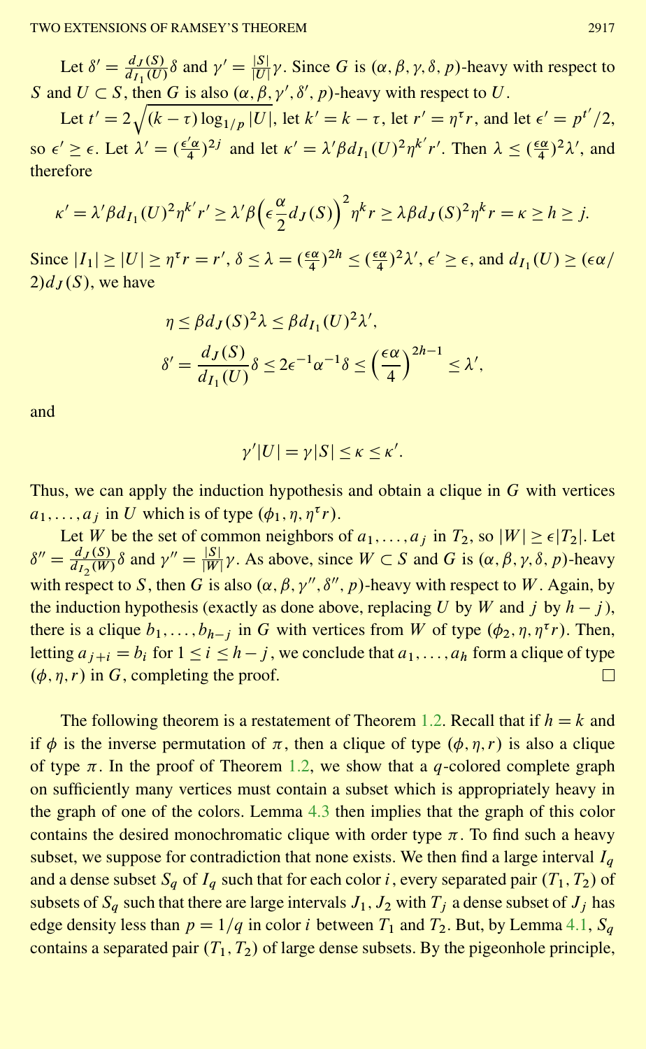Let $\delta' = \frac{d_J(S)}{d_{I_1}(U)}\delta$ and $\gamma' = \frac{|S|}{|U|}\gamma$. Since $G$ is $(\alpha, \beta, \gamma, \delta, p)$-heavy with respect to $S$ and $U \subset S$, then $G$ is also $(\alpha, \beta, \gamma', \delta', p)$-heavy with respect to $U$.

Let $t' = 2\sqrt{(k-\tau)\log_{1/p}|U|}$, let $k' = k - \tau$, let $r' = \eta^\tau r$, and let $\epsilon' = p^{t'}/2$, so $\epsilon' \geq \epsilon$. Let $\lambda' = (\frac{\epsilon'\alpha}{4})^{2j}$ and let $\kappa' = \lambda'\beta d_{I_1}(U)^2\eta^{k'}r'$. Then $\lambda \leq (\frac{\epsilon\alpha}{4})^2\lambda'$, and therefore

$$\kappa' = \lambda'\beta d_{I_1}(U)^2\eta^{k'}r' \geq \lambda'\beta\Big(\epsilon\frac{\alpha}{2}d_J(S)\Big)^2\eta^k r \geq \lambda\beta d_J(S)^2\eta^k r = \kappa \geq h \geq j.$$

Since $|I_1| \geq |U| \geq \eta^\tau r = r'$, $\delta \leq \lambda = (\frac{\epsilon\alpha}{4})^{2h} \leq (\frac{\epsilon\alpha}{4})^2\lambda'$, $\epsilon' \geq \epsilon$, and $d_{I_1}(U) \geq (\epsilon\alpha/2)d_J(S)$, we have

$$\eta \leq \beta d_J(S)^2\lambda \leq \beta d_{I_1}(U)^2\lambda',$$

$$\delta' = \frac{d_J(S)}{d_{I_1}(U)}\delta \leq 2\epsilon^{-1}\alpha^{-1}\delta \leq \Big(\frac{\epsilon\alpha}{4}\Big)^{2h-1} \leq \lambda',$$

and

$$\gamma'|U| = \gamma|S| \leq \kappa \leq \kappa'.$$

Thus, we can apply the induction hypothesis and obtain a clique in $G$ with vertices $a_1, \ldots, a_j$ in $U$ which is of type $(\phi_1, \eta, \eta^\tau r)$.

Let $W$ be the set of common neighbors of $a_1, \ldots, a_j$ in $T_2$, so $|W| \geq \epsilon|T_2|$. Let $\delta'' = \frac{d_J(S)}{d_{I_2}(W)}\delta$ and $\gamma'' = \frac{|S|}{|W|}\gamma$. As above, since $W \subset S$ and $G$ is $(\alpha, \beta, \gamma, \delta, p)$-heavy with respect to $S$, then $G$ is also $(\alpha, \beta, \gamma'', \delta'', p)$-heavy with respect to $W$. Again, by the induction hypothesis (exactly as done above, replacing $U$ by $W$ and $j$ by $h - j$), there is a clique $b_1, \ldots, b_{h-j}$ in $G$ with vertices from $W$ of type $(\phi_2, \eta, \eta^\tau r)$. Then, letting $a_{j+i} = b_i$ for $1 \leq i \leq h - j$, we conclude that $a_1, \ldots, a_h$ form a clique of type $(\phi, \eta, r)$ in $G$, completing the proof. $\square$

The following theorem is a restatement of Theorem 1.2. Recall that if $h = k$ and if $\phi$ is the inverse permutation of $\pi$, then a clique of type $(\phi, \eta, r)$ is also a clique of type $\pi$. In the proof of Theorem 1.2, we show that a $q$-colored complete graph on sufficiently many vertices must contain a subset which is appropriately heavy in the graph of one of the colors. Lemma 4.3 then implies that the graph of this color contains the desired monochromatic clique with order type $\pi$. To find such a heavy subset, we suppose for contradiction that none exists. We then find a large interval $I_q$ and a dense subset $S_q$ of $I_q$ such that for each color $i$, every separated pair $(T_1, T_2)$ of subsets of $S_q$ such that there are large intervals $J_1, J_2$ with $T_j$ a dense subset of $J_j$ has edge density less than $p = 1/q$ in color $i$ between $T_1$ and $T_2$. But, by Lemma 4.1, $S_q$ contains a separated pair $(T_1, T_2)$ of large dense subsets. By the pigeonhole principle,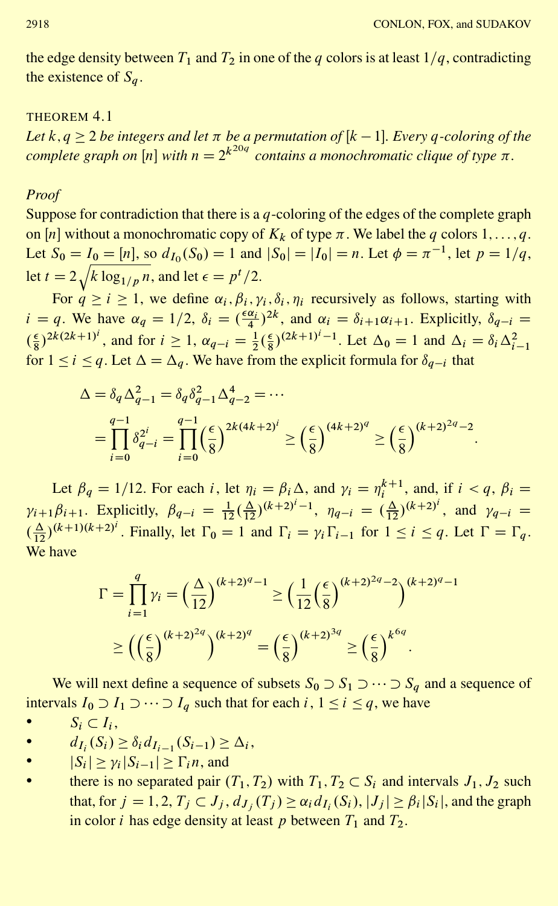the edge density between $T_1$ and $T_2$ in one of the $q$ colors is at least $1/q$, contradicting the existence of $S_q$.

THEOREM 4.1

*Let $k, q \geq 2$ be integers and let $\pi$ be a permutation of $[k-1]$. Every $q$-coloring of the complete graph on $[n]$ with $n = 2^{k^{20q}}$ contains a monochromatic clique of type $\pi$.*

*Proof*

Suppose for contradiction that there is a $q$-coloring of the edges of the complete graph on $[n]$ without a monochromatic copy of $K_k$ of type $\pi$. We label the $q$ colors $1, \ldots, q$. Let $S_0 = I_0 = [n]$, so $d_{I_0}(S_0) = 1$ and $|S_0| = |I_0| = n$. Let $\phi = \pi^{-1}$, let $p = 1/q$, let $t = 2\sqrt{k \log_{1/p} n}$, and let $\epsilon = p^t/2$.

For $q \geq i \geq 1$, we define $\alpha_i, \beta_i, \gamma_i, \delta_i, \eta_i$ recursively as follows, starting with $i = q$. We have $\alpha_q = 1/2$, $\delta_i = (\frac{\epsilon\alpha_i}{4})^{2k}$, and $\alpha_i = \delta_{i+1}\alpha_{i+1}$. Explicitly, $\delta_{q-i} = (\frac{\epsilon}{8})^{2k(2k+1)^i}$, and for $i \geq 1$, $\alpha_{q-i} = \frac{1}{2}(\frac{\epsilon}{8})^{(2k+1)^i - 1}$. Let $\Delta_0 = 1$ and $\Delta_i = \delta_i \Delta_{i-1}^2$ for $1 \leq i \leq q$. Let $\Delta = \Delta_q$. We have from the explicit formula for $\delta_{q-i}$ that

$$\Delta = \delta_q \Delta_{q-1}^2 = \delta_q \delta_{q-1}^2 \Delta_{q-2}^4 = \cdots$$
$$= \prod_{i=0}^{q-1} \delta_{q-i}^{2^i} = \prod_{i=0}^{q-1} \Big(\frac{\epsilon}{8}\Big)^{2k(4k+2)^i} \geq \Big(\frac{\epsilon}{8}\Big)^{(4k+2)^q} \geq \Big(\frac{\epsilon}{8}\Big)^{(k+2)^{2q}-2}.$$

Let $\beta_q = 1/12$. For each $i$, let $\eta_i = \beta_i \Delta$, and $\gamma_i = \eta_i^{k+1}$, and, if $i < q$, $\beta_i = \gamma_{i+1}\beta_{i+1}$. Explicitly, $\beta_{q-i} = \frac{1}{12}(\frac{\Delta}{12})^{(k+2)^i - 1}$, $\eta_{q-i} = (\frac{\Delta}{12})^{(k+2)^i}$, and $\gamma_{q-i} = (\frac{\Delta}{12})^{(k+1)(k+2)^i}$. Finally, let $\Gamma_0 = 1$ and $\Gamma_i = \gamma_i \Gamma_{i-1}$ for $1 \leq i \leq q$. Let $\Gamma = \Gamma_q$. We have

$$\Gamma = \prod_{i=1}^{q} \gamma_i = \Big(\frac{\Delta}{12}\Big)^{(k+2)^q - 1} \geq \Big(\frac{1}{12}\Big(\frac{\epsilon}{8}\Big)^{(k+2)^{2q}-2}\Big)^{(k+2)^q - 1}$$
$$\geq \Big(\Big(\frac{\epsilon}{8}\Big)^{(k+2)^{2q}}\Big)^{(k+2)^q} = \Big(\frac{\epsilon}{8}\Big)^{(k+2)^{3q}} \geq \Big(\frac{\epsilon}{8}\Big)^{k^{6q}}.$$

We will next define a sequence of subsets $S_0 \supset S_1 \supset \cdots \supset S_q$ and a sequence of intervals $I_0 \supset I_1 \supset \cdots \supset I_q$ such that for each $i$, $1 \leq i \leq q$, we have

- $S_i \subset I_i$,
- $d_{I_i}(S_i) \geq \delta_i d_{I_{i-1}}(S_{i-1}) \geq \Delta_i$,
- $|S_i| \geq \gamma_i |S_{i-1}| \geq \Gamma_i n$, and
- there is no separated pair $(T_1, T_2)$ with $T_1, T_2 \subset S_i$ and intervals $J_1, J_2$ such that, for $j = 1, 2$, $T_j \subset J_j$, $d_{J_j}(T_j) \geq \alpha_i d_{I_i}(S_i)$, $|J_j| \geq \beta_i |S_i|$, and the graph in color $i$ has edge density at least $p$ between $T_1$ and $T_2$.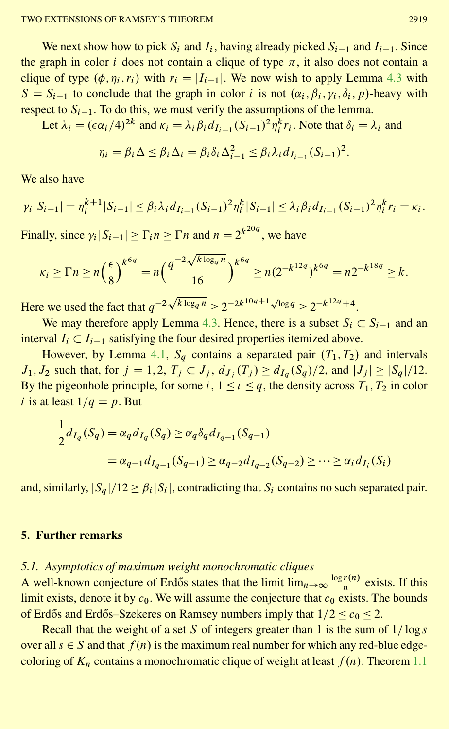We next show how to pick $S_i$ and $I_i$, having already picked $S_{i-1}$ and $I_{i-1}$. Since the graph in color $i$ does not contain a clique of type $\pi$, it also does not contain a clique of type $(\phi, \eta_i, r_i)$ with $r_i = |I_{i-1}|$. We now wish to apply Lemma 4.3 with $S = S_{i-1}$ to conclude that the graph in color $i$ is not $(\alpha_i, \beta_i, \gamma_i, \delta_i, p)$-heavy with respect to $S_{i-1}$. To do this, we must verify the assumptions of the lemma.

Let $\lambda_i = (\epsilon\alpha_i/4)^{2k}$ and $\kappa_i = \lambda_i \beta_i d_{I_{i-1}}(S_{i-1})^2 \eta_i^k r_i$. Note that $\delta_i = \lambda_i$ and

$$\eta_i = \beta_i \Delta \le \beta_i \Delta_i = \beta_i \delta_i \Delta_{i-1}^2 \le \beta_i \lambda_i d_{I_{i-1}}(S_{i-1})^2.$$

We also have

$$\gamma_i |S_{i-1}| = \eta_i^{k+1} |S_{i-1}| \le \beta_i \lambda_i d_{I_{i-1}}(S_{i-1})^2 \eta_i^k |S_{i-1}| \le \lambda_i \beta_i d_{I_{i-1}}(S_{i-1})^2 \eta_i^k r_i = \kappa_i.$$

Finally, since $\gamma_i |S_{i-1}| \ge \Gamma_i n \ge \Gamma n$ and $n = 2^{k^{20q}}$, we have

$$\kappa_i \ge \Gamma n \ge n\Big(\frac{\epsilon}{8}\Big)^{k^{6q}} = n\Big(\frac{q^{-2\sqrt{k \log_q n}}}{16}\Big)^{k^{6q}} \ge n(2^{-k^{12q}})^{k^{6q}} = n2^{-k^{18q}} \ge k.$$

Here we used the fact that $q^{-2\sqrt{k \log_q n}} \ge 2^{-2k^{10q+1}\sqrt{\log q}} \ge 2^{-k^{12q}+4}$.

We may therefore apply Lemma 4.3. Hence, there is a subset $S_i \subset S_{i-1}$ and an interval $I_i \subset I_{i-1}$ satisfying the four desired properties itemized above.

However, by Lemma 4.1, $S_q$ contains a separated pair $(T_1, T_2)$ and intervals $J_1, J_2$ such that, for $j = 1, 2$, $T_j \subset J_j$, $d_{J_j}(T_j) \ge d_{I_q}(S_q)/2$, and $|J_j| \ge |S_q|/12$. By the pigeonhole principle, for some $i$, $1 \le i \le q$, the density across $T_1, T_2$ in color $i$ is at least $1/q = p$. But

$$\begin{aligned}\frac{1}{2} d_{I_q}(S_q) &= \alpha_q d_{I_q}(S_q) \ge \alpha_q \delta_q d_{I_{q-1}}(S_{q-1}) \\ &= \alpha_{q-1} d_{I_{q-1}}(S_{q-1}) \ge \alpha_{q-2} d_{I_{q-2}}(S_{q-2}) \ge \cdots \ge \alpha_i d_{I_i}(S_i)\end{aligned}$$

and, similarly, $|S_q|/12 \ge \beta_i |S_i|$, contradicting that $S_i$ contains no such separated pair. □

## 5. Further remarks

### 5.1. *Asymptotics of maximum weight monochromatic cliques*

A well-known conjecture of Erdős states that the limit $\lim_{n\to\infty} \frac{\log r(n)}{n}$ exists. If this limit exists, denote it by $c_0$. We will assume the conjecture that $c_0$ exists. The bounds of Erdős and Erdős–Szekeres on Ramsey numbers imply that $1/2 \le c_0 \le 2$.

Recall that the weight of a set $S$ of integers greater than 1 is the sum of $1/\log s$ over all $s \in S$ and that $f(n)$ is the maximum real number for which any red-blue edge-coloring of $K_n$ contains a monochromatic clique of weight at least $f(n)$. Theorem 1.1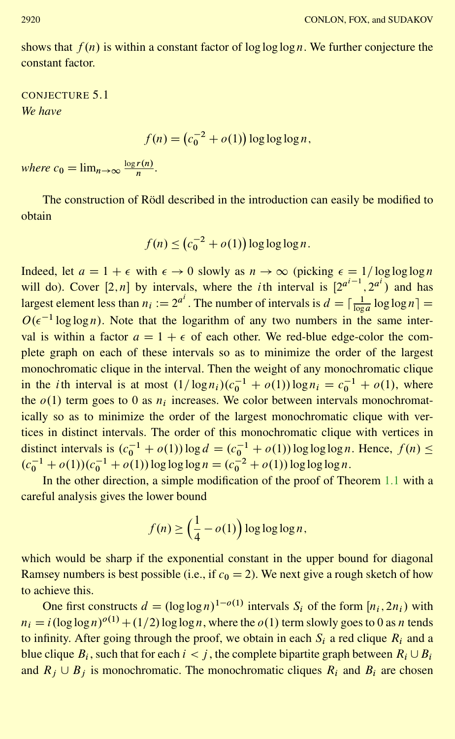shows that $f(n)$ is within a constant factor of $\log\log\log n$. We further conjecture the constant factor.

CONJECTURE 5.1
*We have*

$$f(n) = \left(c_0^{-2} + o(1)\right)\log\log\log n,$$

*where* $c_0 = \lim_{n\to\infty} \frac{\log r(n)}{n}$.

The construction of Rödl described in the introduction can easily be modified to obtain

$$f(n) \le \left(c_0^{-2} + o(1)\right)\log\log\log n.$$

Indeed, let $a = 1 + \epsilon$ with $\epsilon \to 0$ slowly as $n \to \infty$ (picking $\epsilon = 1/\log\log\log n$ will do). Cover $[2, n]$ by intervals, where the $i$th interval is $[2^{a^{i-1}}, 2^{a^i})$ and has largest element less than $n_i := 2^{a^i}$. The number of intervals is $d = \lceil \frac{1}{\log a}\log\log n\rceil = O(\epsilon^{-1}\log\log n)$. Note that the logarithm of any two numbers in the same interval is within a factor $a = 1 + \epsilon$ of each other. We red-blue edge-color the complete graph on each of these intervals so as to minimize the order of the largest monochromatic clique in the interval. Then the weight of any monochromatic clique in the $i$th interval is at most $(1/\log n_i)(c_0^{-1} + o(1))\log n_i = c_0^{-1} + o(1)$, where the $o(1)$ term goes to 0 as $n_i$ increases. We color between intervals monochromatically so as to minimize the order of the largest monochromatic clique with vertices in distinct intervals. The order of this monochromatic clique with vertices in distinct intervals is $(c_0^{-1} + o(1))\log d = (c_0^{-1} + o(1))\log\log\log n$. Hence, $f(n) \le (c_0^{-1} + o(1))(c_0^{-1} + o(1))\log\log\log n = (c_0^{-2} + o(1))\log\log\log n$.

In the other direction, a simple modification of the proof of Theorem 1.1 with a careful analysis gives the lower bound

$$f(n) \ge \left(\frac{1}{4} - o(1)\right)\log\log\log n,$$

which would be sharp if the exponential constant in the upper bound for diagonal Ramsey numbers is best possible (i.e., if $c_0 = 2$). We next give a rough sketch of how to achieve this.

One first constructs $d = (\log\log n)^{1-o(1)}$ intervals $S_i$ of the form $[n_i, 2n_i)$ with $n_i = i(\log\log n)^{o(1)} + (1/2)\log\log n$, where the $o(1)$ term slowly goes to 0 as $n$ tends to infinity. After going through the proof, we obtain in each $S_i$ a red clique $R_i$ and a blue clique $B_i$, such that for each $i < j$, the complete bipartite graph between $R_i \cup B_i$ and $R_j \cup B_j$ is monochromatic. The monochromatic cliques $R_i$ and $B_i$ are chosen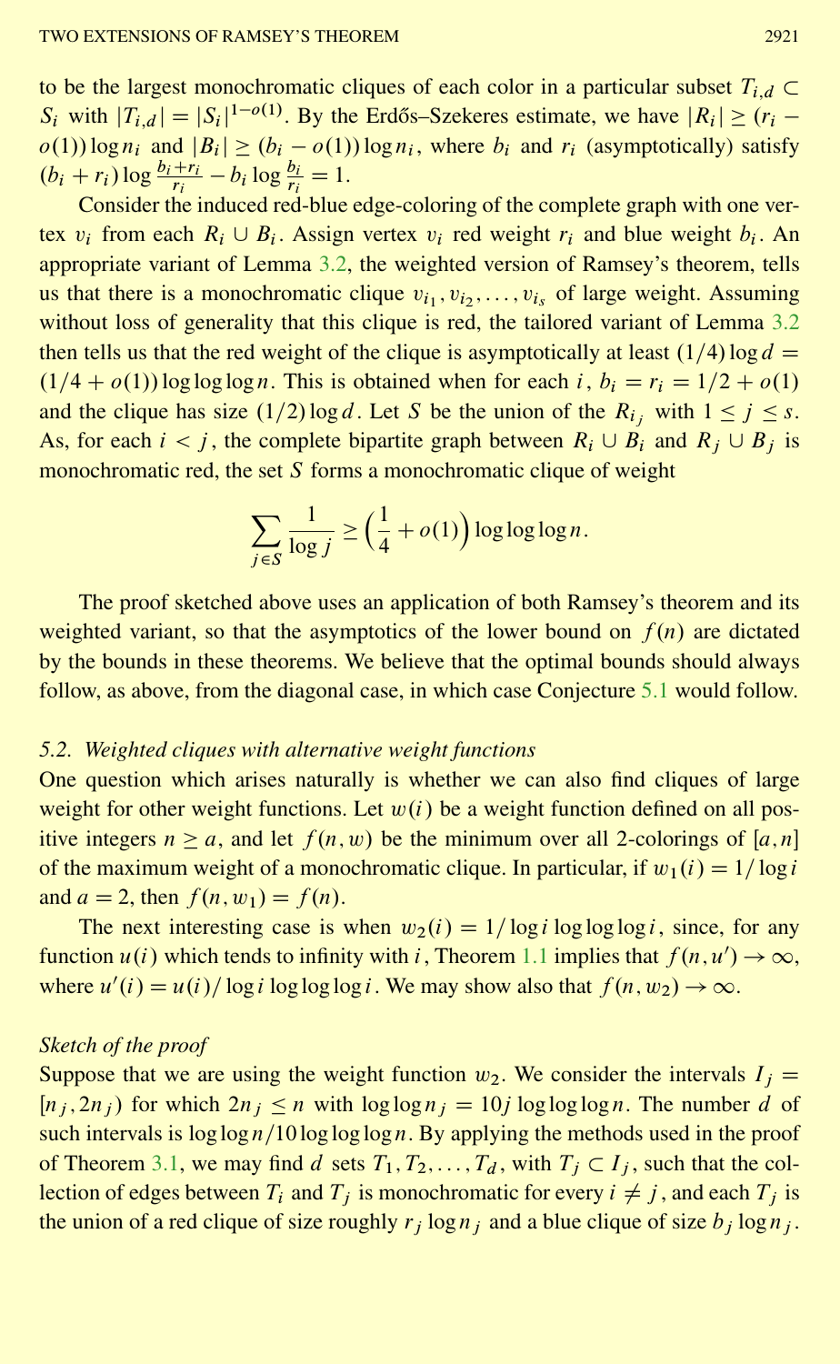to be the largest monochromatic cliques of each color in a particular subset $T_{i,d} \subset S_i$ with $|T_{i,d}| = |S_i|^{1-o(1)}$. By the Erdős–Szekeres estimate, we have $|R_i| \geq (r_i - o(1)) \log n_i$ and $|B_i| \geq (b_i - o(1)) \log n_i$, where $b_i$ and $r_i$ (asymptotically) satisfy $(b_i + r_i) \log \frac{b_i + r_i}{r_i} - b_i \log \frac{b_i}{r_i} = 1$.

Consider the induced red-blue edge-coloring of the complete graph with one vertex $v_i$ from each $R_i \cup B_i$. Assign vertex $v_i$ red weight $r_i$ and blue weight $b_i$. An appropriate variant of Lemma 3.2, the weighted version of Ramsey's theorem, tells us that there is a monochromatic clique $v_{i_1}, v_{i_2}, \ldots, v_{i_s}$ of large weight. Assuming without loss of generality that this clique is red, the tailored variant of Lemma 3.2 then tells us that the red weight of the clique is asymptotically at least $(1/4) \log d = (1/4 + o(1)) \log \log \log n$. This is obtained when for each $i$, $b_i = r_i = 1/2 + o(1)$ and the clique has size $(1/2) \log d$. Let $S$ be the union of the $R_{i_j}$ with $1 \leq j \leq s$. As, for each $i < j$, the complete bipartite graph between $R_i \cup B_i$ and $R_j \cup B_j$ is monochromatic red, the set $S$ forms a monochromatic clique of weight

$$\sum_{j \in S} \frac{1}{\log j} \geq \Big(\frac{1}{4} + o(1)\Big) \log \log \log n.$$

The proof sketched above uses an application of both Ramsey's theorem and its weighted variant, so that the asymptotics of the lower bound on $f(n)$ are dictated by the bounds in these theorems. We believe that the optimal bounds should always follow, as above, from the diagonal case, in which case Conjecture 5.1 would follow.

### 5.2. *Weighted cliques with alternative weight functions*

One question which arises naturally is whether we can also find cliques of large weight for other weight functions. Let $w(i)$ be a weight function defined on all positive integers $n \geq a$, and let $f(n, w)$ be the minimum over all 2-colorings of $[a, n]$ of the maximum weight of a monochromatic clique. In particular, if $w_1(i) = 1/\log i$ and $a = 2$, then $f(n, w_1) = f(n)$.

The next interesting case is when $w_2(i) = 1/\log i \log \log \log i$, since, for any function $u(i)$ which tends to infinity with $i$, Theorem 1.1 implies that $f(n, u') \to \infty$, where $u'(i) = u(i)/\log i \log \log \log i$. We may show also that $f(n, w_2) \to \infty$.

*Sketch of the proof*

Suppose that we are using the weight function $w_2$. We consider the intervals $I_j = [n_j, 2n_j)$ for which $2n_j \leq n$ with $\log \log n_j = 10j \log \log \log n$. The number $d$ of such intervals is $\log \log n / 10 \log \log \log n$. By applying the methods used in the proof of Theorem 3.1, we may find $d$ sets $T_1, T_2, \ldots, T_d$, with $T_j \subset I_j$, such that the collection of edges between $T_i$ and $T_j$ is monochromatic for every $i \neq j$, and each $T_j$ is the union of a red clique of size roughly $r_j \log n_j$ and a blue clique of size $b_j \log n_j$.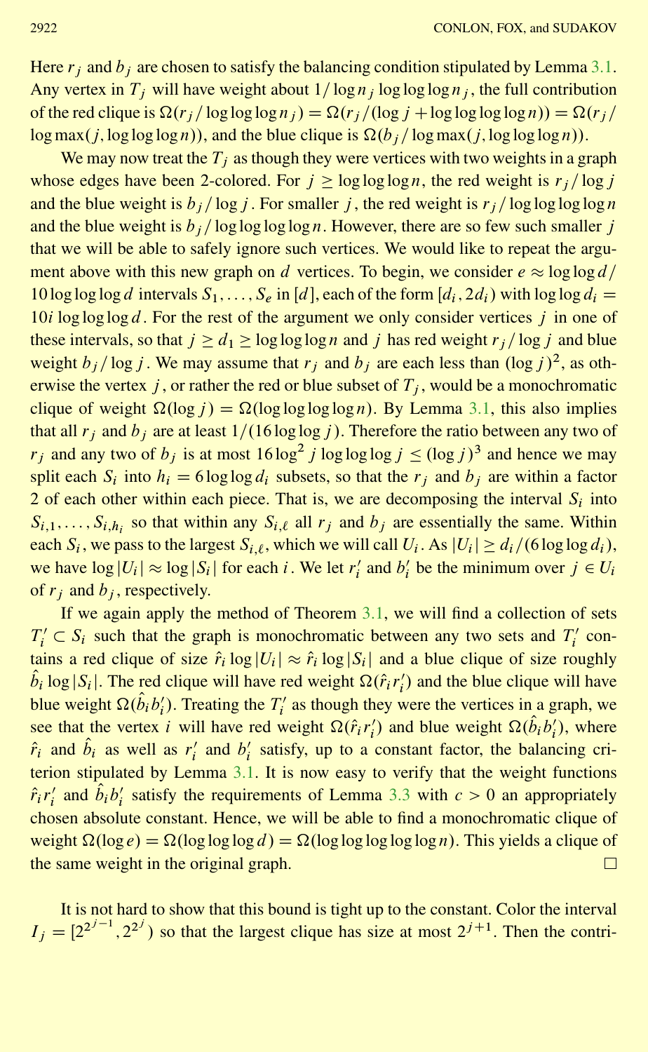Here $r_j$ and $b_j$ are chosen to satisfy the balancing condition stipulated by Lemma 3.1. Any vertex in $T_j$ will have weight about $1/\log n_j \log\log\log n_j$, the full contribution of the red clique is $\Omega(r_j/\log\log\log n_j) = \Omega(r_j/(\log j + \log\log\log\log n)) = \Omega(r_j/\log\max(j, \log\log\log n))$, and the blue clique is $\Omega(b_j/\log\max(j, \log\log\log n))$.

We may now treat the $T_j$ as though they were vertices with two weights in a graph whose edges have been 2-colored. For $j \geq \log\log\log n$, the red weight is $r_j/\log j$ and the blue weight is $b_j/\log j$. For smaller $j$, the red weight is $r_j/\log\log\log\log n$ and the blue weight is $b_j/\log\log\log\log n$. However, there are so few such smaller $j$ that we will be able to safely ignore such vertices. We would like to repeat the argument above with this new graph on $d$ vertices. To begin, we consider $e \approx \log\log d/10\log\log\log d$ intervals $S_1, \ldots, S_e$ in $[d]$, each of the form $[d_i, 2d_i)$ with $\log\log d_i = 10i\log\log\log d$. For the rest of the argument we only consider vertices $j$ in one of these intervals, so that $j \geq d_1 \geq \log\log\log n$ and $j$ has red weight $r_j/\log j$ and blue weight $b_j/\log j$. We may assume that $r_j$ and $b_j$ are each less than $(\log j)^2$, as otherwise the vertex $j$, or rather the red or blue subset of $T_j$, would be a monochromatic clique of weight $\Omega(\log j) = \Omega(\log\log\log\log n)$. By Lemma 3.1, this also implies that all $r_j$ and $b_j$ are at least $1/(16\log\log j)$. Therefore the ratio between any two of $r_j$ and any two of $b_j$ is at most $16\log^2 j \log\log\log j \leq (\log j)^3$ and hence we may split each $S_i$ into $h_i = 6\log\log d_i$ subsets, so that the $r_j$ and $b_j$ are within a factor 2 of each other within each piece. That is, we are decomposing the interval $S_i$ into $S_{i,1}, \ldots, S_{i,h_i}$ so that within any $S_{i,\ell}$ all $r_j$ and $b_j$ are essentially the same. Within each $S_i$, we pass to the largest $S_{i,\ell}$, which we will call $U_i$. As $|U_i| \geq d_i/(6\log\log d_i)$, we have $\log|U_i| \approx \log|S_i|$ for each $i$. We let $r'_i$ and $b'_i$ be the minimum over $j \in U_i$ of $r_j$ and $b_j$, respectively.

If we again apply the method of Theorem 3.1, we will find a collection of sets $T'_i \subset S_i$ such that the graph is monochromatic between any two sets and $T'_i$ contains a red clique of size $\hat{r}_i \log|U_i| \approx \hat{r}_i \log|S_i|$ and a blue clique of size roughly $\hat{b}_i \log|S_i|$. The red clique will have red weight $\Omega(\hat{r}_i r'_i)$ and the blue clique will have blue weight $\Omega(\hat{b}_i b'_i)$. Treating the $T'_i$ as though they were the vertices in a graph, we see that the vertex $i$ will have red weight $\Omega(\hat{r}_i r'_i)$ and blue weight $\Omega(\hat{b}_i b'_i)$, where $\hat{r}_i$ and $\hat{b}_i$ as well as $r'_i$ and $b'_i$ satisfy, up to a constant factor, the balancing criterion stipulated by Lemma 3.1. It is now easy to verify that the weight functions $\hat{r}_i r'_i$ and $\hat{b}_i b'_i$ satisfy the requirements of Lemma 3.3 with $c > 0$ an appropriately chosen absolute constant. Hence, we will be able to find a monochromatic clique of weight $\Omega(\log e) = \Omega(\log\log\log d) = \Omega(\log\log\log\log\log n)$. This yields a clique of the same weight in the original graph. $\square$

It is not hard to show that this bound is tight up to the constant. Color the interval $I_j = [2^{2^{j-1}}, 2^{2^j})$ so that the largest clique has size at most $2^{j+1}$. Then the contri-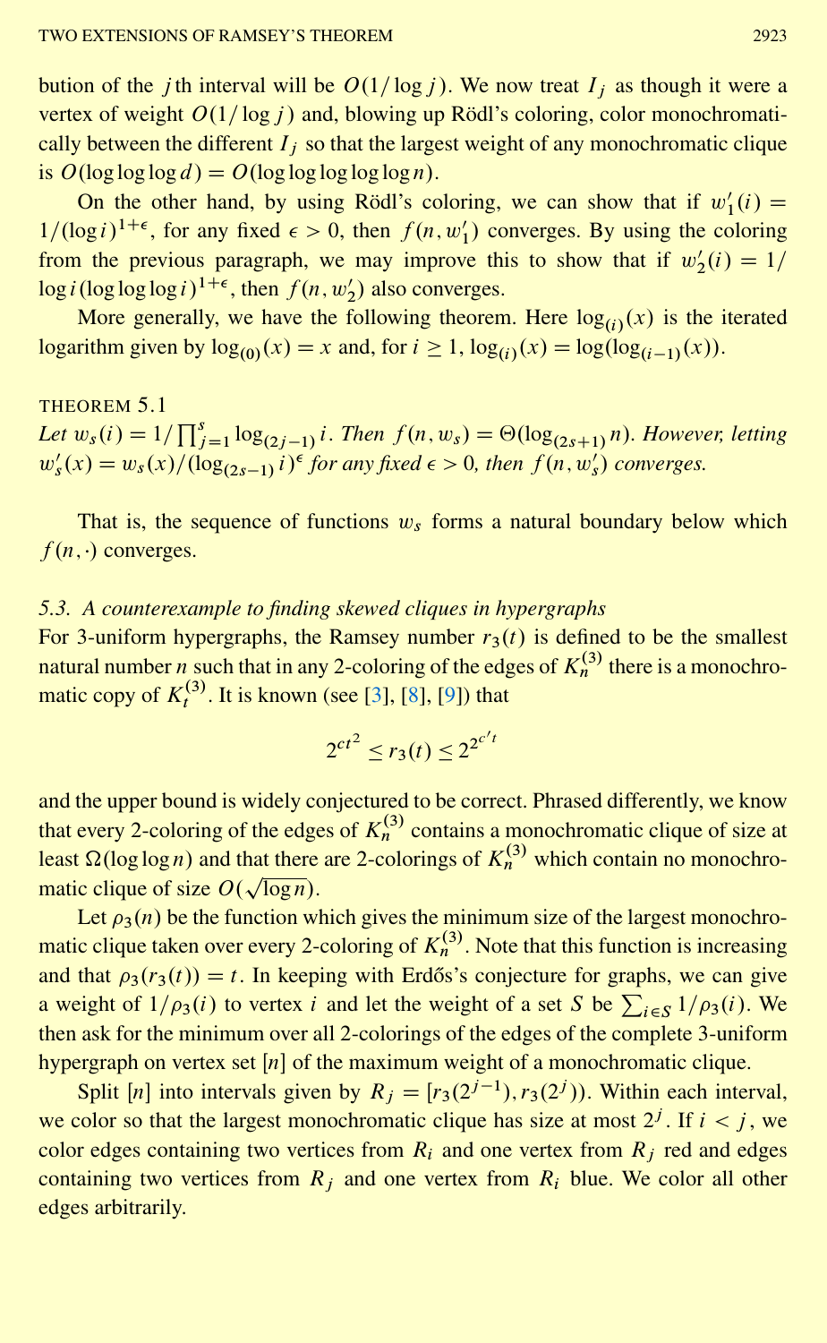bution of the $j$th interval will be $O(1/\log j)$. We now treat $I_j$ as though it were a vertex of weight $O(1/\log j)$ and, blowing up Rödl's coloring, color monochromatically between the different $I_j$ so that the largest weight of any monochromatic clique is $O(\log\log\log d) = O(\log\log\log\log\log n)$.

On the other hand, by using Rödl's coloring, we can show that if $w_1'(i) = 1/(\log i)^{1+\epsilon}$, for any fixed $\epsilon > 0$, then $f(n, w_1')$ converges. By using the coloring from the previous paragraph, we may improve this to show that if $w_2'(i) = 1/\log i(\log\log\log i)^{1+\epsilon}$, then $f(n, w_2')$ also converges.

More generally, we have the following theorem. Here $\log_{(i)}(x)$ is the iterated logarithm given by $\log_{(0)}(x) = x$ and, for $i \geq 1$, $\log_{(i)}(x) = \log(\log_{(i-1)}(x))$.

THEOREM 5.1
*Let $w_s(i) = 1/\prod_{j=1}^{s} \log_{(2j-1)} i$. Then $f(n, w_s) = \Theta(\log_{(2s+1)} n)$. However, letting $w_s'(x) = w_s(x)/(\log_{(2s-1)} i)^{\epsilon}$ for any fixed $\epsilon > 0$, then $f(n, w_s')$ converges.*

That is, the sequence of functions $w_s$ forms a natural boundary below which $f(n, \cdot)$ converges.

### 5.3. A counterexample to finding skewed cliques in hypergraphs

For 3-uniform hypergraphs, the Ramsey number $r_3(t)$ is defined to be the smallest natural number $n$ such that in any 2-coloring of the edges of $K_n^{(3)}$ there is a monochromatic copy of $K_t^{(3)}$. It is known (see [3], [8], [9]) that

$$2^{ct^2} \leq r_3(t) \leq 2^{2^{c't}}$$

and the upper bound is widely conjectured to be correct. Phrased differently, we know that every 2-coloring of the edges of $K_n^{(3)}$ contains a monochromatic clique of size at least $\Omega(\log\log n)$ and that there are 2-colorings of $K_n^{(3)}$ which contain no monochromatic clique of size $O(\sqrt{\log n})$.

Let $\rho_3(n)$ be the function which gives the minimum size of the largest monochromatic clique taken over every 2-coloring of $K_n^{(3)}$. Note that this function is increasing and that $\rho_3(r_3(t)) = t$. In keeping with Erdős's conjecture for graphs, we can give a weight of $1/\rho_3(i)$ to vertex $i$ and let the weight of a set $S$ be $\sum_{i \in S} 1/\rho_3(i)$. We then ask for the minimum over all 2-colorings of the edges of the complete 3-uniform hypergraph on vertex set $[n]$ of the maximum weight of a monochromatic clique.

Split $[n]$ into intervals given by $R_j = [r_3(2^{j-1}), r_3(2^j))$. Within each interval, we color so that the largest monochromatic clique has size at most $2^j$. If $i < j$, we color edges containing two vertices from $R_i$ and one vertex from $R_j$ red and edges containing two vertices from $R_j$ and one vertex from $R_i$ blue. We color all other edges arbitrarily.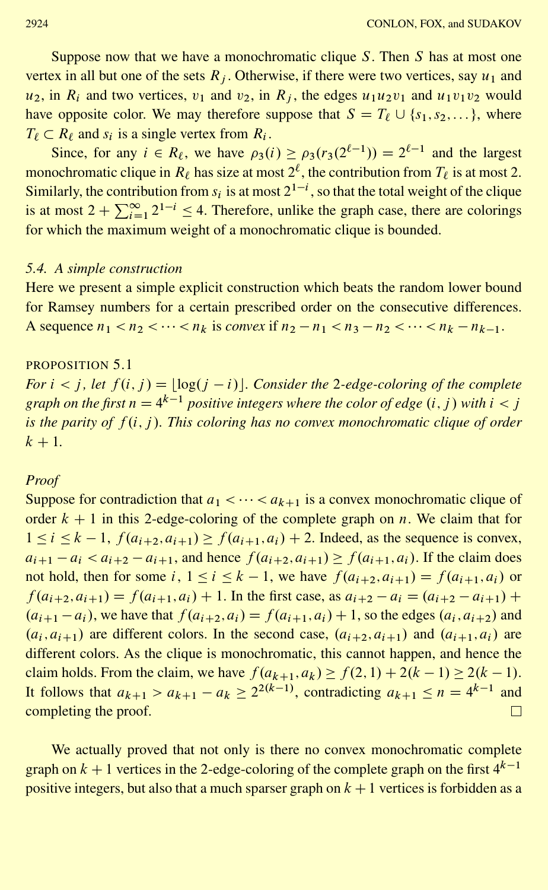Suppose now that we have a monochromatic clique $S$. Then $S$ has at most one vertex in all but one of the sets $R_j$. Otherwise, if there were two vertices, say $u_1$ and $u_2$, in $R_i$ and two vertices, $v_1$ and $v_2$, in $R_j$, the edges $u_1u_2v_1$ and $u_1v_1v_2$ would have opposite color. We may therefore suppose that $S = T_\ell \cup \{s_1, s_2, \dots\}$, where $T_\ell \subset R_\ell$ and $s_i$ is a single vertex from $R_i$.

Since, for any $i \in R_\ell$, we have $\rho_3(i) \geq \rho_3(r_3(2^{\ell-1})) = 2^{\ell-1}$ and the largest monochromatic clique in $R_\ell$ has size at most $2^\ell$, the contribution from $T_\ell$ is at most 2. Similarly, the contribution from $s_i$ is at most $2^{1-i}$, so that the total weight of the clique is at most $2 + \sum_{i=1}^{\infty} 2^{1-i} \leq 4$. Therefore, unlike the graph case, there are colorings for which the maximum weight of a monochromatic clique is bounded.

### 5.4. A simple construction

Here we present a simple explicit construction which beats the random lower bound for Ramsey numbers for a certain prescribed order on the consecutive differences. A sequence $n_1 < n_2 < \cdots < n_k$ is *convex* if $n_2 - n_1 < n_3 - n_2 < \cdots < n_k - n_{k-1}$.

PROPOSITION 5.1

*For $i < j$, let $f(i, j) = \lfloor \log(j - i) \rfloor$. Consider the 2-edge-coloring of the complete graph on the first $n = 4^{k-1}$ positive integers where the color of edge $(i, j)$ with $i < j$ is the parity of $f(i, j)$. This coloring has no convex monochromatic clique of order $k + 1$.*

*Proof*

Suppose for contradiction that $a_1 < \cdots < a_{k+1}$ is a convex monochromatic clique of order $k + 1$ in this 2-edge-coloring of the complete graph on $n$. We claim that for $1 \leq i \leq k - 1$, $f(a_{i+2}, a_{i+1}) \geq f(a_{i+1}, a_i) + 2$. Indeed, as the sequence is convex, $a_{i+1} - a_i < a_{i+2} - a_{i+1}$, and hence $f(a_{i+2}, a_{i+1}) \geq f(a_{i+1}, a_i)$. If the claim does not hold, then for some $i$, $1 \leq i \leq k - 1$, we have $f(a_{i+2}, a_{i+1}) = f(a_{i+1}, a_i)$ or $f(a_{i+2}, a_{i+1}) = f(a_{i+1}, a_i) + 1$. In the first case, as $a_{i+2} - a_i = (a_{i+2} - a_{i+1}) + (a_{i+1} - a_i)$, we have that $f(a_{i+2}, a_i) = f(a_{i+1}, a_i) + 1$, so the edges $(a_i, a_{i+2})$ and $(a_i, a_{i+1})$ are different colors. In the second case, $(a_{i+2}, a_{i+1})$ and $(a_{i+1}, a_i)$ are different colors. As the clique is monochromatic, this cannot happen, and hence the claim holds. From the claim, we have $f(a_{k+1}, a_k) \geq f(2, 1) + 2(k - 1) \geq 2(k - 1)$. It follows that $a_{k+1} > a_{k+1} - a_k \geq 2^{2(k-1)}$, contradicting $a_{k+1} \leq n = 4^{k-1}$ and completing the proof. $\square$

We actually proved that not only is there no convex monochromatic complete graph on $k + 1$ vertices in the 2-edge-coloring of the complete graph on the first $4^{k-1}$ positive integers, but also that a much sparser graph on $k + 1$ vertices is forbidden as a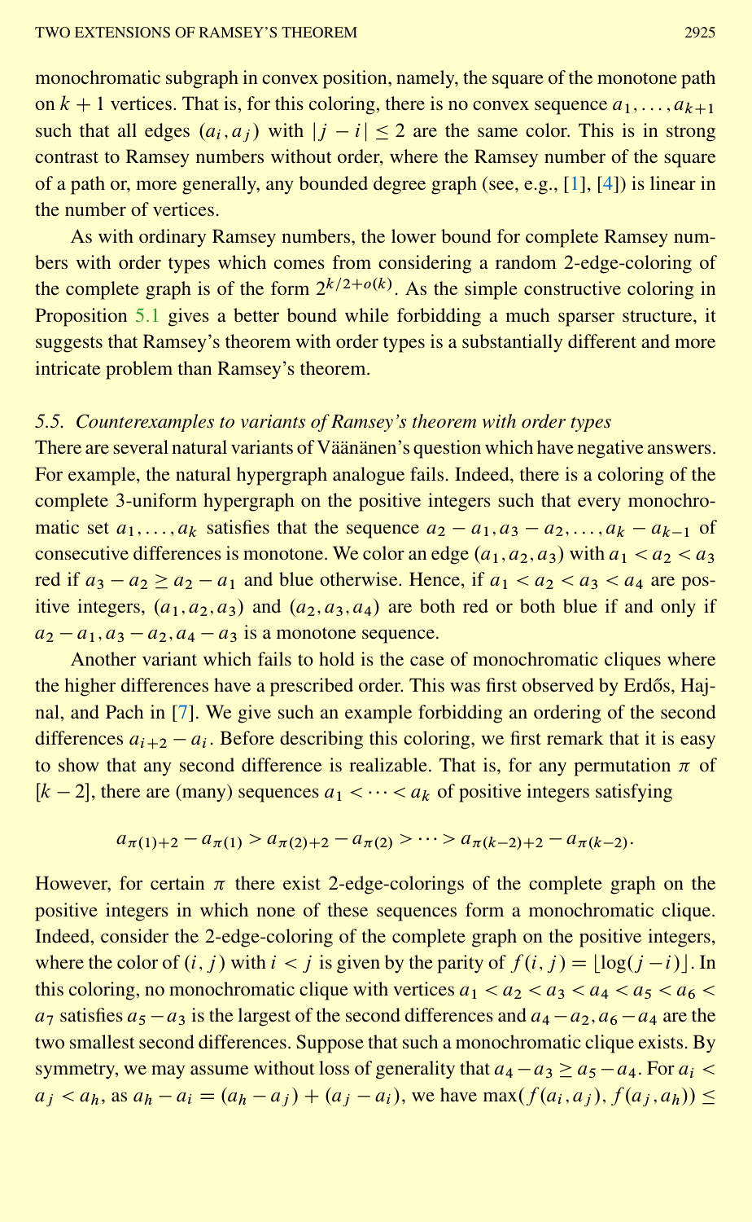monochromatic subgraph in convex position, namely, the square of the monotone path on $k + 1$ vertices. That is, for this coloring, there is no convex sequence $a_1, \ldots, a_{k+1}$ such that all edges $(a_i, a_j)$ with $|j - i| \leq 2$ are the same color. This is in strong contrast to Ramsey numbers without order, where the Ramsey number of the square of a path or, more generally, any bounded degree graph (see, e.g., [1], [4]) is linear in the number of vertices.

As with ordinary Ramsey numbers, the lower bound for complete Ramsey numbers with order types which comes from considering a random 2-edge-coloring of the complete graph is of the form $2^{k/2+o(k)}$. As the simple constructive coloring in Proposition 5.1 gives a better bound while forbidding a much sparser structure, it suggests that Ramsey's theorem with order types is a substantially different and more intricate problem than Ramsey's theorem.

### *5.5. Counterexamples to variants of Ramsey's theorem with order types*

There are several natural variants of Väänänen's question which have negative answers. For example, the natural hypergraph analogue fails. Indeed, there is a coloring of the complete 3-uniform hypergraph on the positive integers such that every monochromatic set $a_1, \ldots, a_k$ satisfies that the sequence $a_2 - a_1, a_3 - a_2, \ldots, a_k - a_{k-1}$ of consecutive differences is monotone. We color an edge $(a_1, a_2, a_3)$ with $a_1 < a_2 < a_3$ red if $a_3 - a_2 \geq a_2 - a_1$ and blue otherwise. Hence, if $a_1 < a_2 < a_3 < a_4$ are positive integers, $(a_1, a_2, a_3)$ and $(a_2, a_3, a_4)$ are both red or both blue if and only if $a_2 - a_1, a_3 - a_2, a_4 - a_3$ is a monotone sequence.

Another variant which fails to hold is the case of monochromatic cliques where the higher differences have a prescribed order. This was first observed by Erdős, Hajnal, and Pach in [7]. We give such an example forbidding an ordering of the second differences $a_{i+2} - a_i$. Before describing this coloring, we first remark that it is easy to show that any second difference is realizable. That is, for any permutation $\pi$ of $[k-2]$, there are (many) sequences $a_1 < \cdots < a_k$ of positive integers satisfying

$$a_{\pi(1)+2} - a_{\pi(1)} > a_{\pi(2)+2} - a_{\pi(2)} > \cdots > a_{\pi(k-2)+2} - a_{\pi(k-2)}.$$

However, for certain $\pi$ there exist 2-edge-colorings of the complete graph on the positive integers in which none of these sequences form a monochromatic clique. Indeed, consider the 2-edge-coloring of the complete graph on the positive integers, where the color of $(i, j)$ with $i < j$ is given by the parity of $f(i, j) = \lfloor \log(j - i) \rfloor$. In this coloring, no monochromatic clique with vertices $a_1 < a_2 < a_3 < a_4 < a_5 < a_6 < a_7$ satisfies $a_5 - a_3$ is the largest of the second differences and $a_4 - a_2, a_6 - a_4$ are the two smallest second differences. Suppose that such a monochromatic clique exists. By symmetry, we may assume without loss of generality that $a_4 - a_3 \geq a_5 - a_4$. For $a_i < a_j < a_h$, as $a_h - a_i = (a_h - a_j) + (a_j - a_i)$, we have $\max(f(a_i, a_j), f(a_j, a_h)) \leq$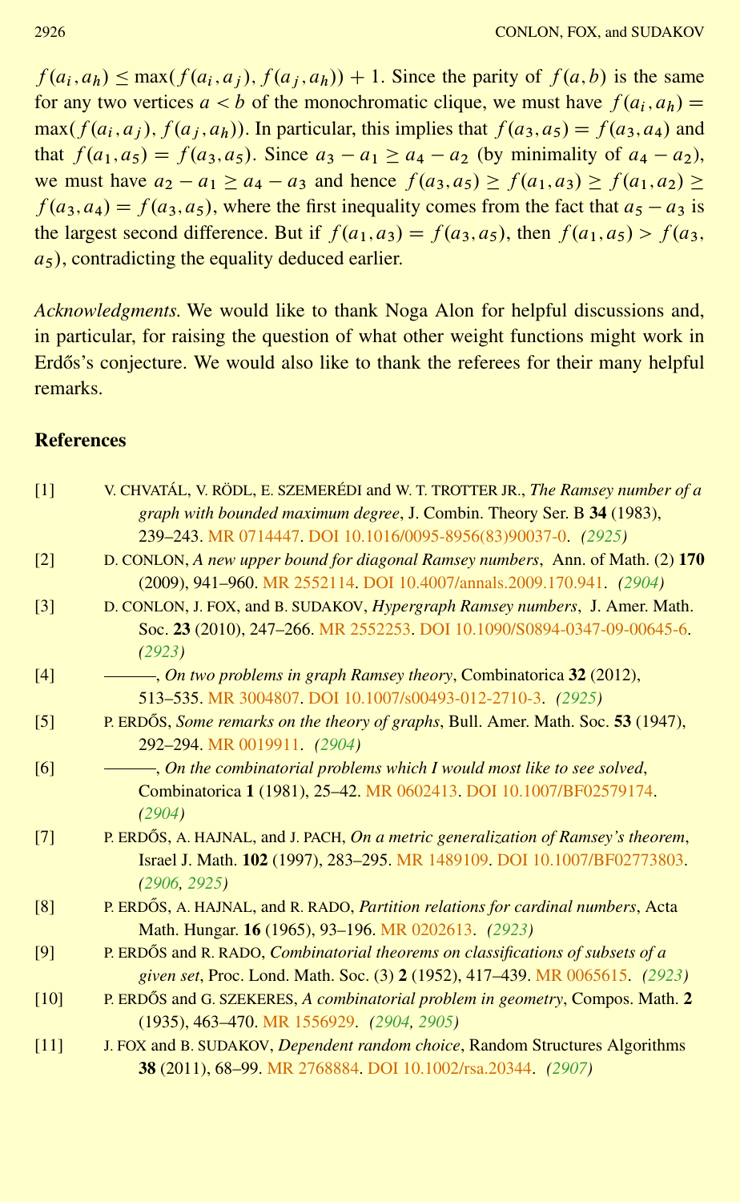$f(a_i, a_h) \le \max(f(a_i, a_j), f(a_j, a_h)) + 1$. Since the parity of $f(a, b)$ is the same for any two vertices $a < b$ of the monochromatic clique, we must have $f(a_i, a_h) = \max(f(a_i, a_j), f(a_j, a_h))$. In particular, this implies that $f(a_3, a_5) = f(a_3, a_4)$ and that $f(a_1, a_5) = f(a_3, a_5)$. Since $a_3 - a_1 \ge a_4 - a_2$ (by minimality of $a_4 - a_2$), we must have $a_2 - a_1 \ge a_4 - a_3$ and hence $f(a_3, a_5) \ge f(a_1, a_3) \ge f(a_1, a_2) \ge f(a_3, a_4) = f(a_3, a_5)$, where the first inequality comes from the fact that $a_5 - a_3$ is the largest second difference. But if $f(a_1, a_3) = f(a_3, a_5)$, then $f(a_1, a_5) > f(a_3, a_5)$, contradicting the equality deduced earlier.

*Acknowledgments.* We would like to thank Noga Alon for helpful discussions and, in particular, for raising the question of what other weight functions might work in Erdős's conjecture. We would also like to thank the referees for their many helpful remarks.

## References

[1] V. CHVATÁL, V. RÖDL, E. SZEMERÉDI and W. T. TROTTER JR., *The Ramsey number of a graph with bounded maximum degree*, J. Combin. Theory Ser. B **34** (1983), 239–243. MR 0714447. DOI 10.1016/0095-8956(83)90037-0. *(2925)*

[2] D. CONLON, *A new upper bound for diagonal Ramsey numbers*, Ann. of Math. (2) **170** (2009), 941–960. MR 2552114. DOI 10.4007/annals.2009.170.941. *(2904)*

[3] D. CONLON, J. FOX, and B. SUDAKOV, *Hypergraph Ramsey numbers*, J. Amer. Math. Soc. **23** (2010), 247–266. MR 2552253. DOI 10.1090/S0894-0347-09-00645-6. *(2923)*

[4] ———, *On two problems in graph Ramsey theory*, Combinatorica **32** (2012), 513–535. MR 3004807. DOI 10.1007/s00493-012-2710-3. *(2925)*

[5] P. ERDŐS, *Some remarks on the theory of graphs*, Bull. Amer. Math. Soc. **53** (1947), 292–294. MR 0019911. *(2904)*

[6] ———, *On the combinatorial problems which I would most like to see solved*, Combinatorica **1** (1981), 25–42. MR 0602413. DOI 10.1007/BF02579174. *(2904)*

[7] P. ERDŐS, A. HAJNAL, and J. PACH, *On a metric generalization of Ramsey's theorem*, Israel J. Math. **102** (1997), 283–295. MR 1489109. DOI 10.1007/BF02773803. *(2906, 2925)*

[8] P. ERDŐS, A. HAJNAL, and R. RADO, *Partition relations for cardinal numbers*, Acta Math. Hungar. **16** (1965), 93–196. MR 0202613. *(2923)*

[9] P. ERDŐS and R. RADO, *Combinatorial theorems on classifications of subsets of a given set*, Proc. Lond. Math. Soc. (3) **2** (1952), 417–439. MR 0065615. *(2923)*

[10] P. ERDŐS and G. SZEKERES, *A combinatorial problem in geometry*, Compos. Math. **2** (1935), 463–470. MR 1556929. *(2904, 2905)*

[11] J. FOX and B. SUDAKOV, *Dependent random choice*, Random Structures Algorithms **38** (2011), 68–99. MR 2768884. DOI 10.1002/rsa.20344. *(2907)*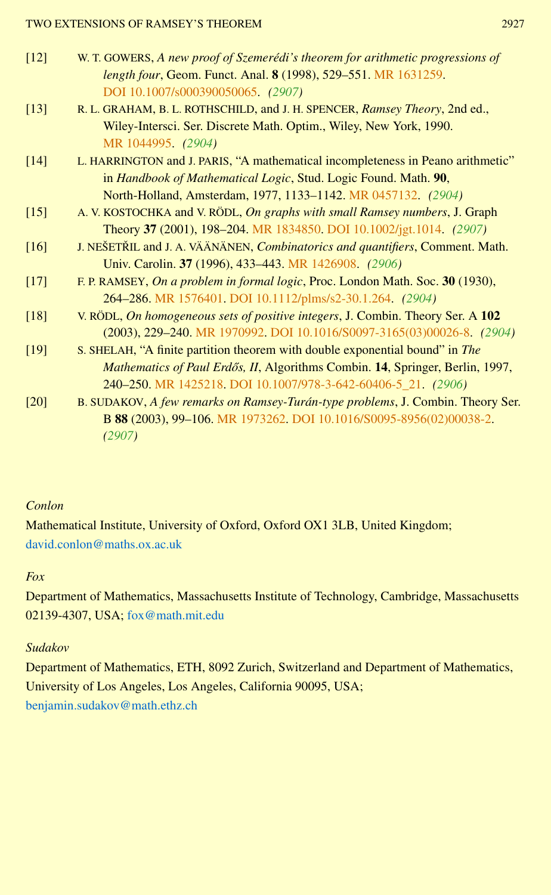[12] W. T. GOWERS, *A new proof of Szemerédi's theorem for arithmetic progressions of length four*, Geom. Funct. Anal. **8** (1998), 529–551. MR 1631259. DOI 10.1007/s000390050065. *(2907)*

[13] R. L. GRAHAM, B. L. ROTHSCHILD, and J. H. SPENCER, *Ramsey Theory*, 2nd ed., Wiley-Intersci. Ser. Discrete Math. Optim., Wiley, New York, 1990. MR 1044995. *(2904)*

[14] L. HARRINGTON and J. PARIS, "A mathematical incompleteness in Peano arithmetic" in *Handbook of Mathematical Logic*, Stud. Logic Found. Math. **90**, North-Holland, Amsterdam, 1977, 1133–1142. MR 0457132. *(2904)*

[15] A. V. KOSTOCHKA and V. RÖDL, *On graphs with small Ramsey numbers*, J. Graph Theory **37** (2001), 198–204. MR 1834850. DOI 10.1002/jgt.1014. *(2907)*

[16] J. NEŠETŘIL and J. A. VÄÄNÄNEN, *Combinatorics and quantifiers*, Comment. Math. Univ. Carolin. **37** (1996), 433–443. MR 1426908. *(2906)*

[17] F. P. RAMSEY, *On a problem in formal logic*, Proc. London Math. Soc. **30** (1930), 264–286. MR 1576401. DOI 10.1112/plms/s2-30.1.264. *(2904)*

[18] V. RÖDL, *On homogeneous sets of positive integers*, J. Combin. Theory Ser. A **102** (2003), 229–240. MR 1970992. DOI 10.1016/S0097-3165(03)00026-8. *(2904)*

[19] S. SHELAH, "A finite partition theorem with double exponential bound" in *The Mathematics of Paul Erdős, II*, Algorithms Combin. **14**, Springer, Berlin, 1997, 240–250. MR 1425218. DOI 10.1007/978-3-642-60406-5_21. *(2906)*

[20] B. SUDAKOV, *A few remarks on Ramsey-Turán-type problems*, J. Combin. Theory Ser. B **88** (2003), 99–106. MR 1973262. DOI 10.1016/S0095-8956(02)00038-2. *(2907)*

*Conlon*

Mathematical Institute, University of Oxford, Oxford OX1 3LB, United Kingdom; david.conlon@maths.ox.ac.uk

*Fox*

Department of Mathematics, Massachusetts Institute of Technology, Cambridge, Massachusetts 02139-4307, USA; fox@math.mit.edu

*Sudakov*

Department of Mathematics, ETH, 8092 Zurich, Switzerland and Department of Mathematics, University of Los Angeles, Los Angeles, California 90095, USA; benjamin.sudakov@math.ethz.ch